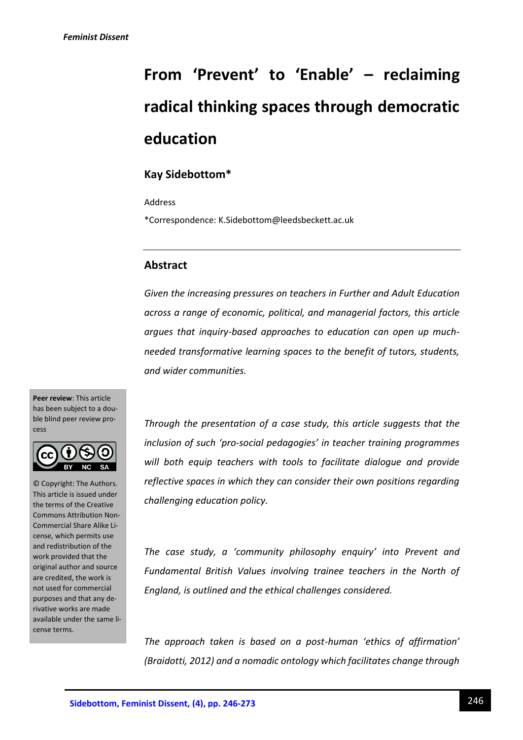# From 'Prevent' to 'Enable' – reclaiming radical thinking spaces through democratic education

**Kay Sidebottom***

Address

*Correspondence: K.Sidebottom@leedsbeckett.ac.uk

---

## Abstract

*Given the increasing pressures on teachers in Further and Adult Education across a range of economic, political, and managerial factors, this article argues that inquiry-based approaches to education can open up much-needed transformative learning spaces to the benefit of tutors, students, and wider communities.*

*Through the presentation of a case study, this article suggests that the inclusion of such 'pro-social pedagogies' in teacher training programmes will both equip teachers with tools to facilitate dialogue and provide reflective spaces in which they can consider their own positions regarding challenging education policy.*

*The case study, a 'community philosophy enquiry' into Prevent and Fundamental British Values involving trainee teachers in the North of England, is outlined and the ethical challenges considered.*

*The approach taken is based on a post-human 'ethics of affirmation' (Braidotti, 2012) and a nomadic ontology which facilitates change through*

**Peer review**: This article has been subject to a double blind peer review process

© Copyright: The Authors. This article is issued under the terms of the Creative Commons Attribution Non-Commercial Share Alike License, which permits use and redistribution of the work provided that the original author and source are credited, the work is not used for commercial purposes and that any derivative works are made available under the same license terms.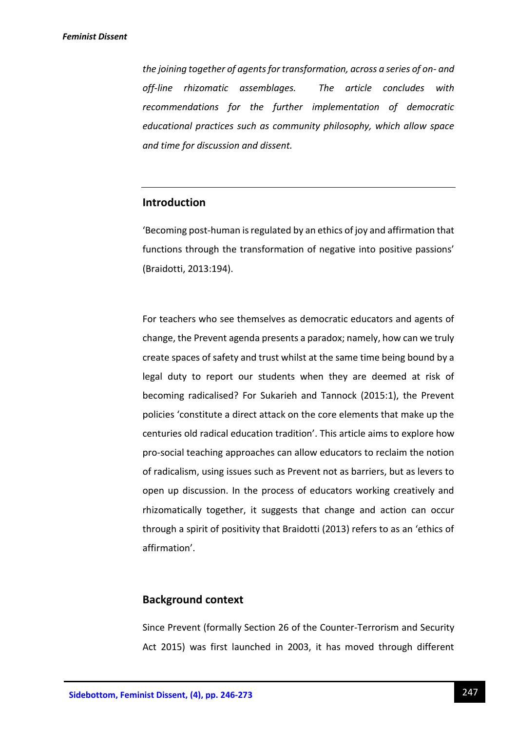*the joining together of agents for transformation, across a series of on- and off-line rhizomatic assemblages. The article concludes with recommendations for the further implementation of democratic educational practices such as community philosophy, which allow space and time for discussion and dissent.*

---

## Introduction

'Becoming post-human is regulated by an ethics of joy and affirmation that functions through the transformation of negative into positive passions' (Braidotti, 2013:194).

For teachers who see themselves as democratic educators and agents of change, the Prevent agenda presents a paradox; namely, how can we truly create spaces of safety and trust whilst at the same time being bound by a legal duty to report our students when they are deemed at risk of becoming radicalised? For Sukarieh and Tannock (2015:1), the Prevent policies 'constitute a direct attack on the core elements that make up the centuries old radical education tradition'. This article aims to explore how pro-social teaching approaches can allow educators to reclaim the notion of radicalism, using issues such as Prevent not as barriers, but as levers to open up discussion. In the process of educators working creatively and rhizomatically together, it suggests that change and action can occur through a spirit of positivity that Braidotti (2013) refers to as an 'ethics of affirmation'.

## Background context

Since Prevent (formally Section 26 of the Counter-Terrorism and Security Act 2015) was first launched in 2003, it has moved through different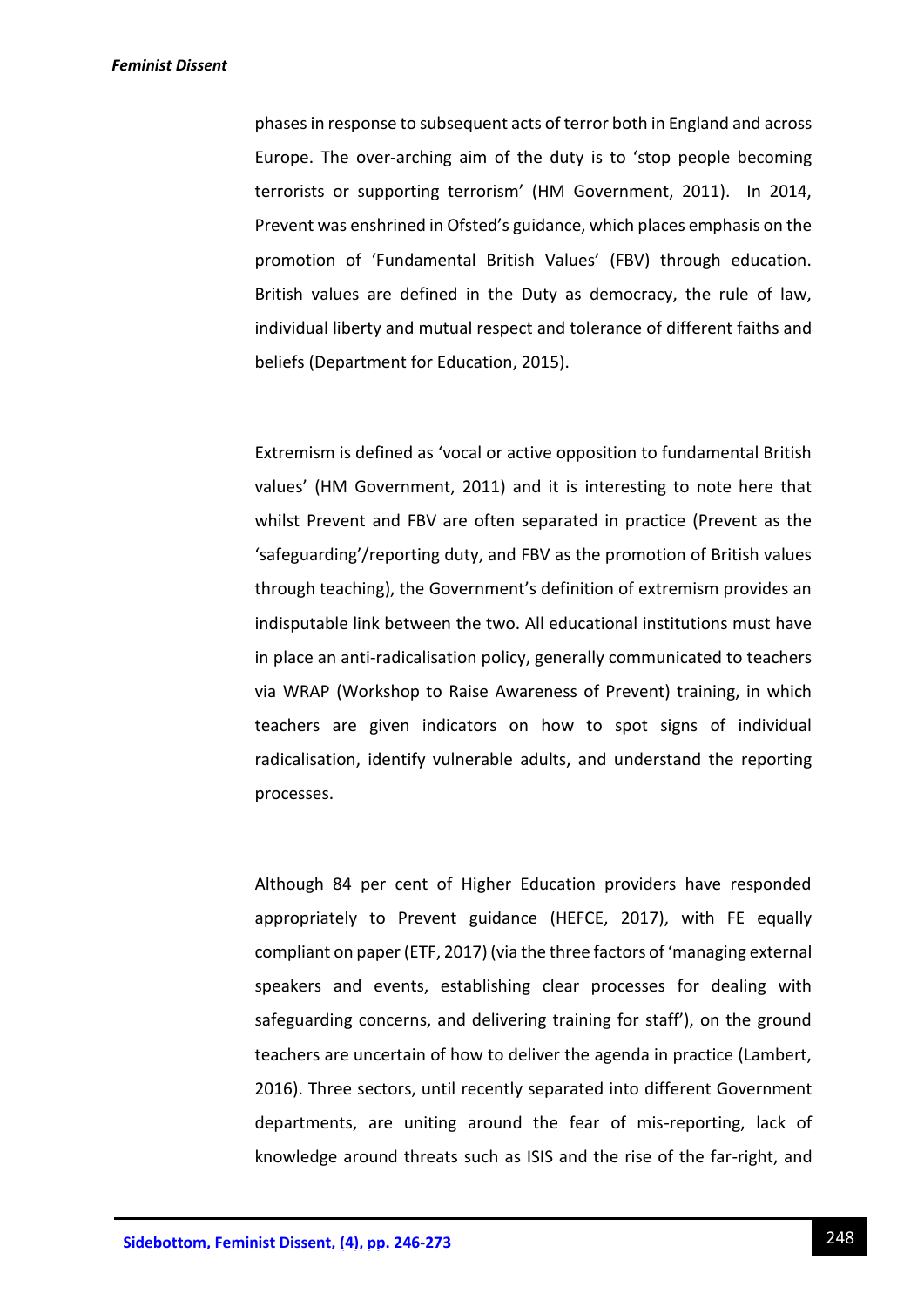phases in response to subsequent acts of terror both in England and across Europe. The over-arching aim of the duty is to 'stop people becoming terrorists or supporting terrorism' (HM Government, 2011). In 2014, Prevent was enshrined in Ofsted's guidance, which places emphasis on the promotion of 'Fundamental British Values' (FBV) through education. British values are defined in the Duty as democracy, the rule of law, individual liberty and mutual respect and tolerance of different faiths and beliefs (Department for Education, 2015).

Extremism is defined as 'vocal or active opposition to fundamental British values' (HM Government, 2011) and it is interesting to note here that whilst Prevent and FBV are often separated in practice (Prevent as the 'safeguarding'/reporting duty, and FBV as the promotion of British values through teaching), the Government's definition of extremism provides an indisputable link between the two. All educational institutions must have in place an anti-radicalisation policy, generally communicated to teachers via WRAP (Workshop to Raise Awareness of Prevent) training, in which teachers are given indicators on how to spot signs of individual radicalisation, identify vulnerable adults, and understand the reporting processes.

Although 84 per cent of Higher Education providers have responded appropriately to Prevent guidance (HEFCE, 2017), with FE equally compliant on paper (ETF, 2017) (via the three factors of 'managing external speakers and events, establishing clear processes for dealing with safeguarding concerns, and delivering training for staff'), on the ground teachers are uncertain of how to deliver the agenda in practice (Lambert, 2016). Three sectors, until recently separated into different Government departments, are uniting around the fear of mis-reporting, lack of knowledge around threats such as ISIS and the rise of the far-right, and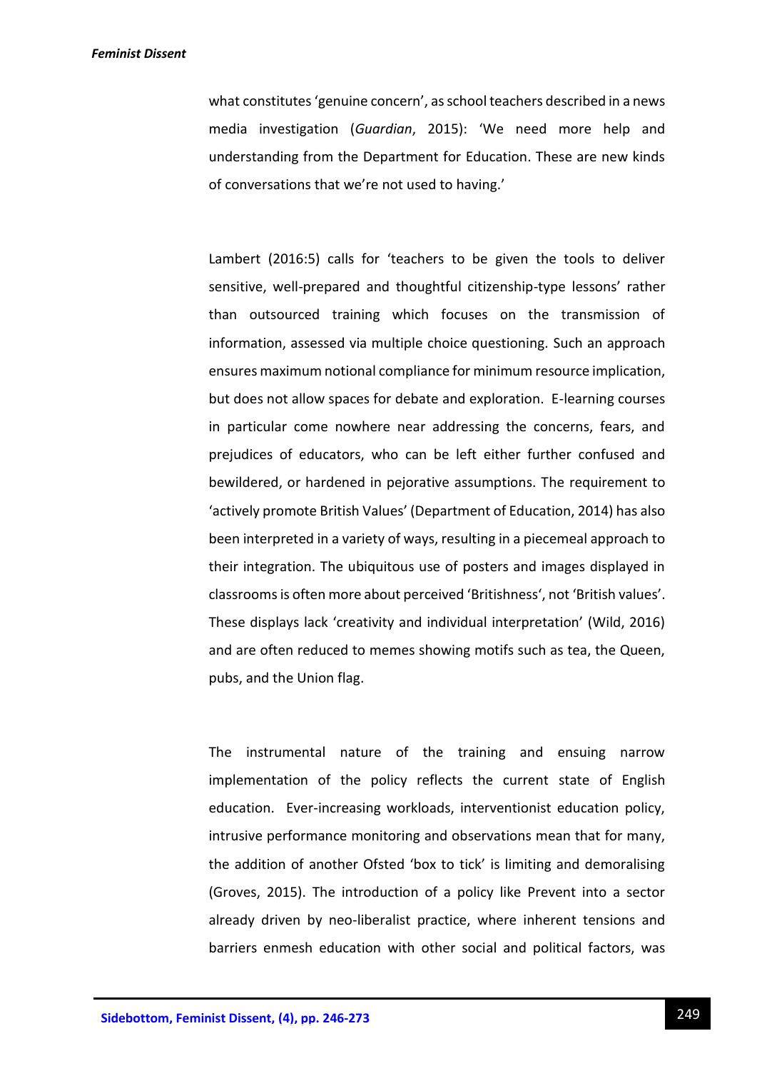what constitutes 'genuine concern', as school teachers described in a news media investigation (*Guardian*, 2015): 'We need more help and understanding from the Department for Education. These are new kinds of conversations that we're not used to having.'

Lambert (2016:5) calls for 'teachers to be given the tools to deliver sensitive, well-prepared and thoughtful citizenship-type lessons' rather than outsourced training which focuses on the transmission of information, assessed via multiple choice questioning. Such an approach ensures maximum notional compliance for minimum resource implication, but does not allow spaces for debate and exploration. E-learning courses in particular come nowhere near addressing the concerns, fears, and prejudices of educators, who can be left either further confused and bewildered, or hardened in pejorative assumptions. The requirement to 'actively promote British Values' (Department of Education, 2014) has also been interpreted in a variety of ways, resulting in a piecemeal approach to their integration. The ubiquitous use of posters and images displayed in classrooms is often more about perceived 'Britishness', not 'British values'. These displays lack 'creativity and individual interpretation' (Wild, 2016) and are often reduced to memes showing motifs such as tea, the Queen, pubs, and the Union flag.

The instrumental nature of the training and ensuing narrow implementation of the policy reflects the current state of English education. Ever-increasing workloads, interventionist education policy, intrusive performance monitoring and observations mean that for many, the addition of another Ofsted 'box to tick' is limiting and demoralising (Groves, 2015). The introduction of a policy like Prevent into a sector already driven by neo-liberalist practice, where inherent tensions and barriers enmesh education with other social and political factors, was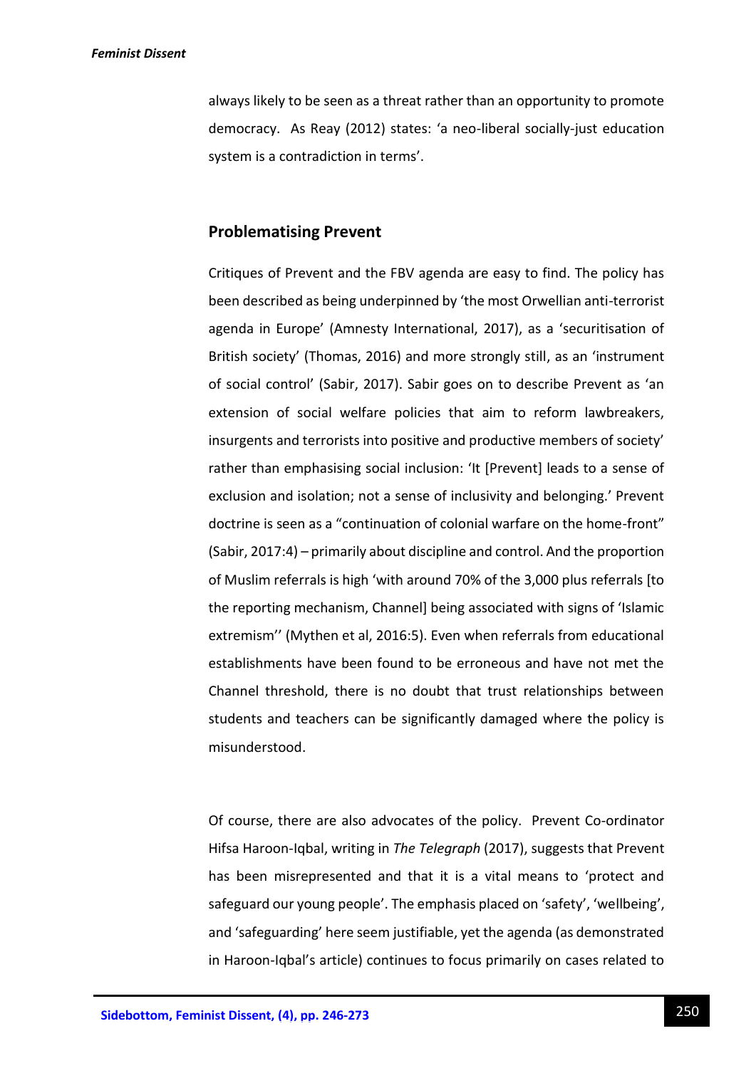always likely to be seen as a threat rather than an opportunity to promote democracy. As Reay (2012) states: 'a neo-liberal socially-just education system is a contradiction in terms'.

## Problematising Prevent

Critiques of Prevent and the FBV agenda are easy to find. The policy has been described as being underpinned by 'the most Orwellian anti-terrorist agenda in Europe' (Amnesty International, 2017), as a 'securitisation of British society' (Thomas, 2016) and more strongly still, as an 'instrument of social control' (Sabir, 2017). Sabir goes on to describe Prevent as 'an extension of social welfare policies that aim to reform lawbreakers, insurgents and terrorists into positive and productive members of society' rather than emphasising social inclusion: 'It [Prevent] leads to a sense of exclusion and isolation; not a sense of inclusivity and belonging.' Prevent doctrine is seen as a "continuation of colonial warfare on the home-front" (Sabir, 2017:4) – primarily about discipline and control. And the proportion of Muslim referrals is high 'with around 70% of the 3,000 plus referrals [to the reporting mechanism, Channel] being associated with signs of 'Islamic extremism'' (Mythen et al, 2016:5). Even when referrals from educational establishments have been found to be erroneous and have not met the Channel threshold, there is no doubt that trust relationships between students and teachers can be significantly damaged where the policy is misunderstood.

Of course, there are also advocates of the policy. Prevent Co-ordinator Hifsa Haroon-Iqbal, writing in *The Telegraph* (2017), suggests that Prevent has been misrepresented and that it is a vital means to 'protect and safeguard our young people'. The emphasis placed on 'safety', 'wellbeing', and 'safeguarding' here seem justifiable, yet the agenda (as demonstrated in Haroon-Iqbal's article) continues to focus primarily on cases related to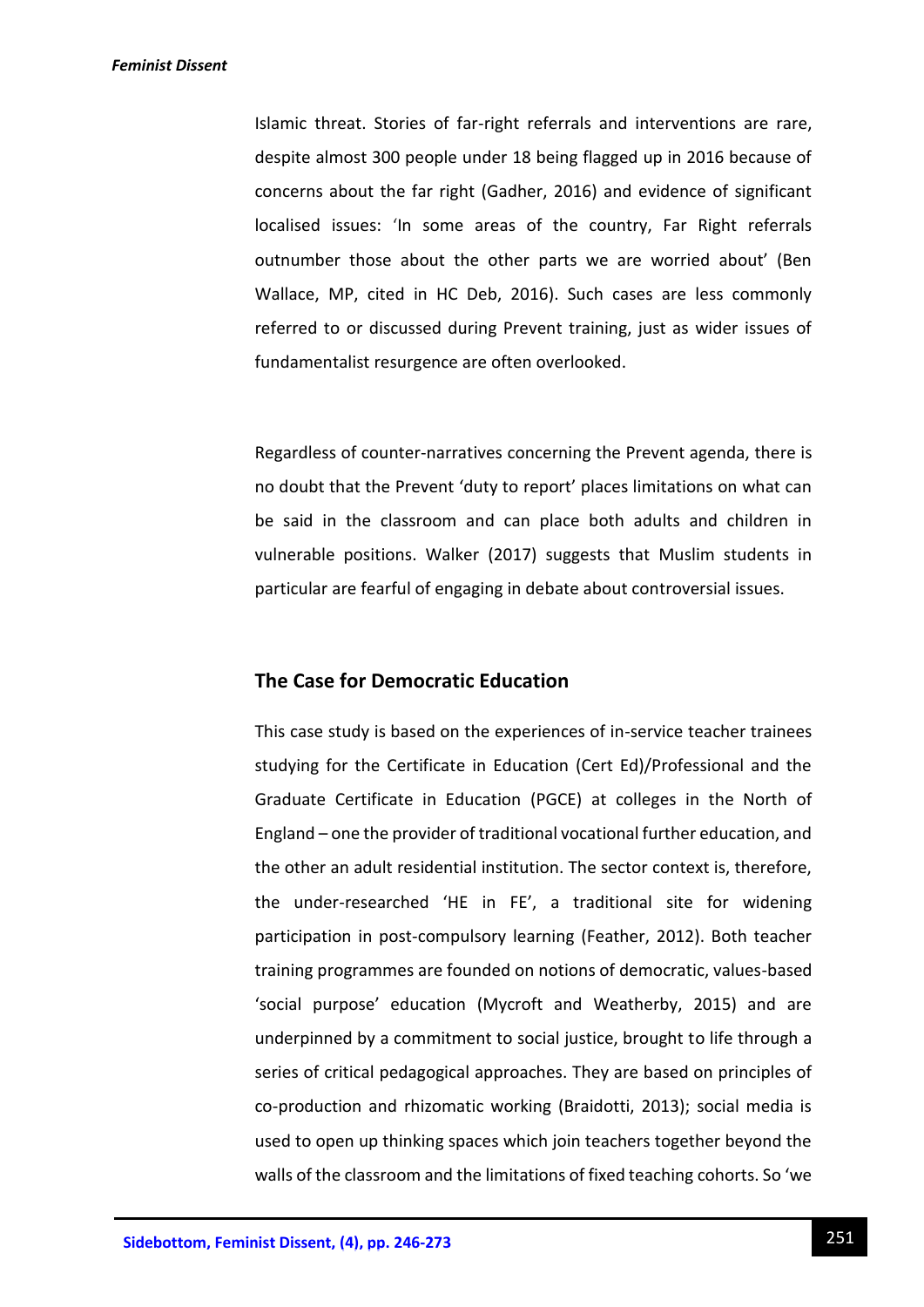Islamic threat. Stories of far-right referrals and interventions are rare, despite almost 300 people under 18 being flagged up in 2016 because of concerns about the far right (Gadher, 2016) and evidence of significant localised issues: 'In some areas of the country, Far Right referrals outnumber those about the other parts we are worried about' (Ben Wallace, MP, cited in HC Deb, 2016). Such cases are less commonly referred to or discussed during Prevent training, just as wider issues of fundamentalist resurgence are often overlooked.

Regardless of counter-narratives concerning the Prevent agenda, there is no doubt that the Prevent 'duty to report' places limitations on what can be said in the classroom and can place both adults and children in vulnerable positions. Walker (2017) suggests that Muslim students in particular are fearful of engaging in debate about controversial issues.

## The Case for Democratic Education

This case study is based on the experiences of in-service teacher trainees studying for the Certificate in Education (Cert Ed)/Professional and the Graduate Certificate in Education (PGCE) at colleges in the North of England – one the provider of traditional vocational further education, and the other an adult residential institution. The sector context is, therefore, the under-researched 'HE in FE', a traditional site for widening participation in post-compulsory learning (Feather, 2012). Both teacher training programmes are founded on notions of democratic, values-based 'social purpose' education (Mycroft and Weatherby, 2015) and are underpinned by a commitment to social justice, brought to life through a series of critical pedagogical approaches. They are based on principles of co-production and rhizomatic working (Braidotti, 2013); social media is used to open up thinking spaces which join teachers together beyond the walls of the classroom and the limitations of fixed teaching cohorts. So 'we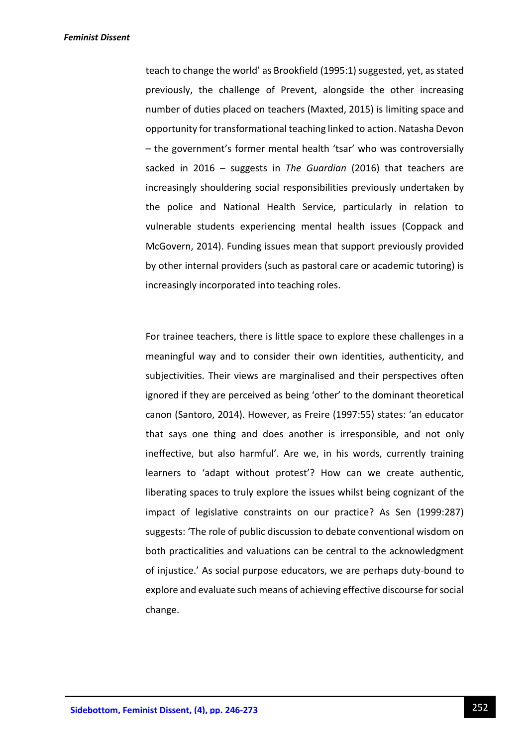teach to change the world' as Brookfield (1995:1) suggested, yet, as stated previously, the challenge of Prevent, alongside the other increasing number of duties placed on teachers (Maxted, 2015) is limiting space and opportunity for transformational teaching linked to action. Natasha Devon – the government's former mental health 'tsar' who was controversially sacked in 2016 – suggests in *The Guardian* (2016) that teachers are increasingly shouldering social responsibilities previously undertaken by the police and National Health Service, particularly in relation to vulnerable students experiencing mental health issues (Coppack and McGovern, 2014). Funding issues mean that support previously provided by other internal providers (such as pastoral care or academic tutoring) is increasingly incorporated into teaching roles.

For trainee teachers, there is little space to explore these challenges in a meaningful way and to consider their own identities, authenticity, and subjectivities. Their views are marginalised and their perspectives often ignored if they are perceived as being 'other' to the dominant theoretical canon (Santoro, 2014). However, as Freire (1997:55) states: 'an educator that says one thing and does another is irresponsible, and not only ineffective, but also harmful'. Are we, in his words, currently training learners to 'adapt without protest'? How can we create authentic, liberating spaces to truly explore the issues whilst being cognizant of the impact of legislative constraints on our practice? As Sen (1999:287) suggests: 'The role of public discussion to debate conventional wisdom on both practicalities and valuations can be central to the acknowledgment of injustice.' As social purpose educators, we are perhaps duty-bound to explore and evaluate such means of achieving effective discourse for social change.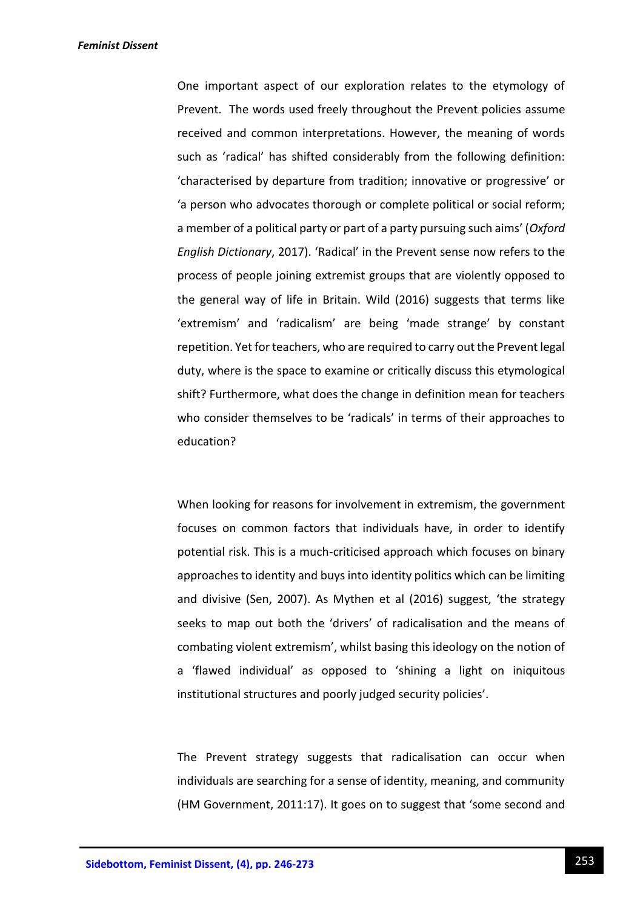One important aspect of our exploration relates to the etymology of Prevent. The words used freely throughout the Prevent policies assume received and common interpretations. However, the meaning of words such as 'radical' has shifted considerably from the following definition: 'characterised by departure from tradition; innovative or progressive' or 'a person who advocates thorough or complete political or social reform; a member of a political party or part of a party pursuing such aims' (*Oxford English Dictionary*, 2017). 'Radical' in the Prevent sense now refers to the process of people joining extremist groups that are violently opposed to the general way of life in Britain. Wild (2016) suggests that terms like 'extremism' and 'radicalism' are being 'made strange' by constant repetition. Yet for teachers, who are required to carry out the Prevent legal duty, where is the space to examine or critically discuss this etymological shift? Furthermore, what does the change in definition mean for teachers who consider themselves to be 'radicals' in terms of their approaches to education?

When looking for reasons for involvement in extremism, the government focuses on common factors that individuals have, in order to identify potential risk. This is a much-criticised approach which focuses on binary approaches to identity and buys into identity politics which can be limiting and divisive (Sen, 2007). As Mythen et al (2016) suggest, 'the strategy seeks to map out both the 'drivers' of radicalisation and the means of combating violent extremism', whilst basing this ideology on the notion of a 'flawed individual' as opposed to 'shining a light on iniquitous institutional structures and poorly judged security policies'.

The Prevent strategy suggests that radicalisation can occur when individuals are searching for a sense of identity, meaning, and community (HM Government, 2011:17). It goes on to suggest that 'some second and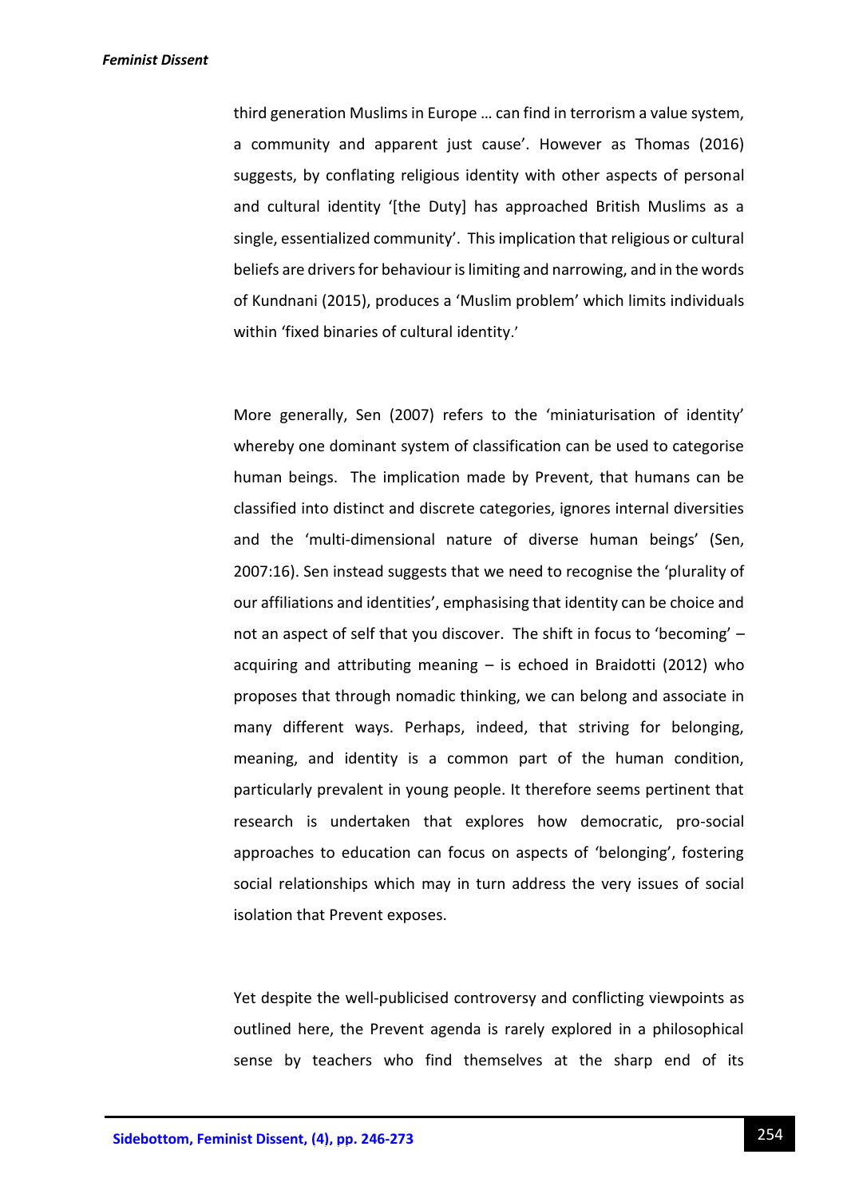third generation Muslims in Europe … can find in terrorism a value system, a community and apparent just cause'. However as Thomas (2016) suggests, by conflating religious identity with other aspects of personal and cultural identity '[the Duty] has approached British Muslims as a single, essentialized community'. This implication that religious or cultural beliefs are drivers for behaviour is limiting and narrowing, and in the words of Kundnani (2015), produces a 'Muslim problem' which limits individuals within 'fixed binaries of cultural identity.'

More generally, Sen (2007) refers to the 'miniaturisation of identity' whereby one dominant system of classification can be used to categorise human beings. The implication made by Prevent, that humans can be classified into distinct and discrete categories, ignores internal diversities and the 'multi-dimensional nature of diverse human beings' (Sen, 2007:16). Sen instead suggests that we need to recognise the 'plurality of our affiliations and identities', emphasising that identity can be choice and not an aspect of self that you discover. The shift in focus to 'becoming' – acquiring and attributing meaning – is echoed in Braidotti (2012) who proposes that through nomadic thinking, we can belong and associate in many different ways. Perhaps, indeed, that striving for belonging, meaning, and identity is a common part of the human condition, particularly prevalent in young people. It therefore seems pertinent that research is undertaken that explores how democratic, pro-social approaches to education can focus on aspects of 'belonging', fostering social relationships which may in turn address the very issues of social isolation that Prevent exposes.

Yet despite the well-publicised controversy and conflicting viewpoints as outlined here, the Prevent agenda is rarely explored in a philosophical sense by teachers who find themselves at the sharp end of its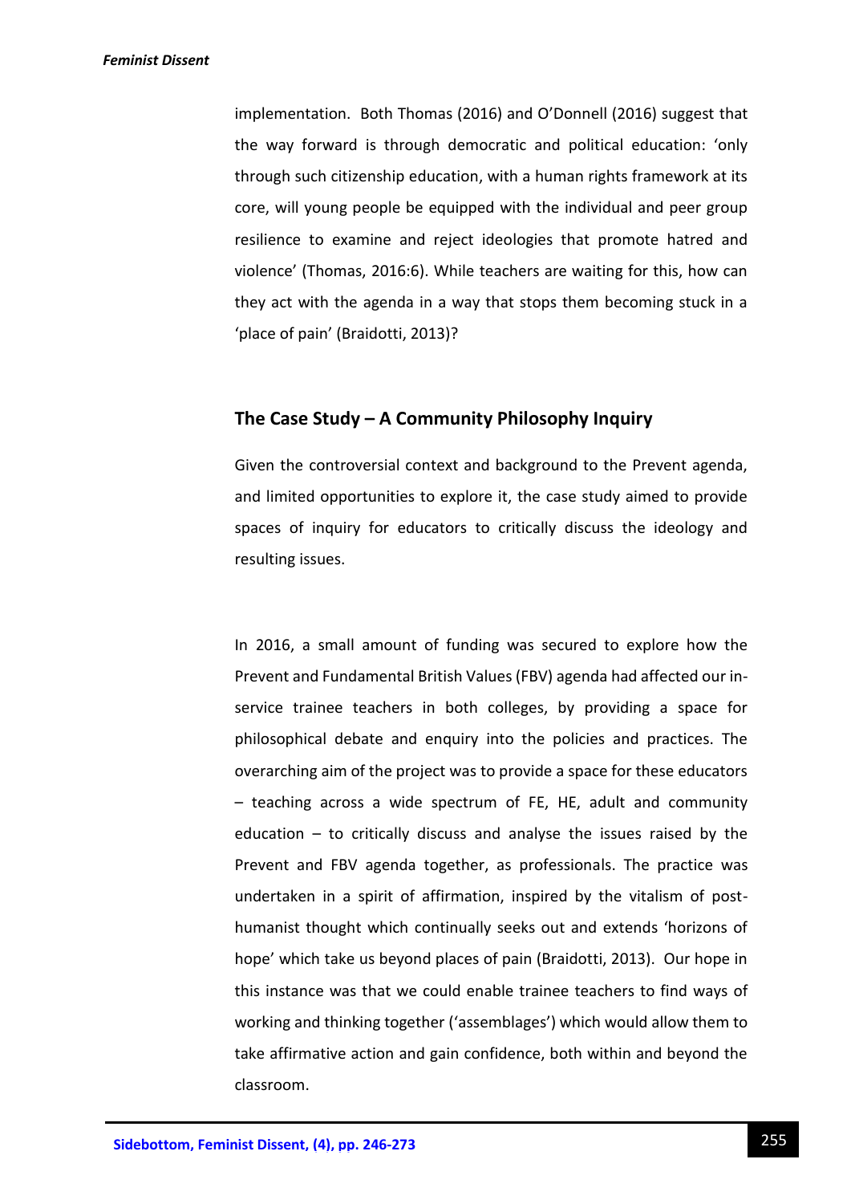implementation. Both Thomas (2016) and O'Donnell (2016) suggest that the way forward is through democratic and political education: 'only through such citizenship education, with a human rights framework at its core, will young people be equipped with the individual and peer group resilience to examine and reject ideologies that promote hatred and violence' (Thomas, 2016:6). While teachers are waiting for this, how can they act with the agenda in a way that stops them becoming stuck in a 'place of pain' (Braidotti, 2013)?

## The Case Study – A Community Philosophy Inquiry

Given the controversial context and background to the Prevent agenda, and limited opportunities to explore it, the case study aimed to provide spaces of inquiry for educators to critically discuss the ideology and resulting issues.

In 2016, a small amount of funding was secured to explore how the Prevent and Fundamental British Values (FBV) agenda had affected our in-service trainee teachers in both colleges, by providing a space for philosophical debate and enquiry into the policies and practices. The overarching aim of the project was to provide a space for these educators – teaching across a wide spectrum of FE, HE, adult and community education – to critically discuss and analyse the issues raised by the Prevent and FBV agenda together, as professionals. The practice was undertaken in a spirit of affirmation, inspired by the vitalism of post-humanist thought which continually seeks out and extends 'horizons of hope' which take us beyond places of pain (Braidotti, 2013). Our hope in this instance was that we could enable trainee teachers to find ways of working and thinking together ('assemblages') which would allow them to take affirmative action and gain confidence, both within and beyond the classroom.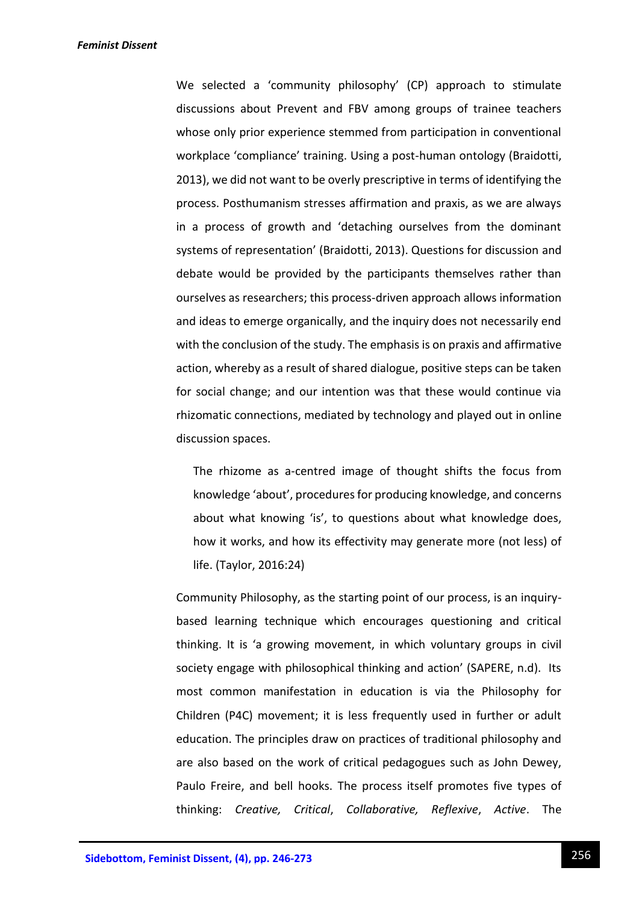We selected a 'community philosophy' (CP) approach to stimulate discussions about Prevent and FBV among groups of trainee teachers whose only prior experience stemmed from participation in conventional workplace 'compliance' training. Using a post-human ontology (Braidotti, 2013), we did not want to be overly prescriptive in terms of identifying the process. Posthumanism stresses affirmation and praxis, as we are always in a process of growth and 'detaching ourselves from the dominant systems of representation' (Braidotti, 2013). Questions for discussion and debate would be provided by the participants themselves rather than ourselves as researchers; this process-driven approach allows information and ideas to emerge organically, and the inquiry does not necessarily end with the conclusion of the study. The emphasis is on praxis and affirmative action, whereby as a result of shared dialogue, positive steps can be taken for social change; and our intention was that these would continue via rhizomatic connections, mediated by technology and played out in online discussion spaces.

> The rhizome as a-centred image of thought shifts the focus from knowledge 'about', procedures for producing knowledge, and concerns about what knowing 'is', to questions about what knowledge does, how it works, and how its effectivity may generate more (not less) of life. (Taylor, 2016:24)

Community Philosophy, as the starting point of our process, is an inquiry-based learning technique which encourages questioning and critical thinking. It is 'a growing movement, in which voluntary groups in civil society engage with philosophical thinking and action' (SAPERE, n.d). Its most common manifestation in education is via the Philosophy for Children (P4C) movement; it is less frequently used in further or adult education. The principles draw on practices of traditional philosophy and are also based on the work of critical pedagogues such as John Dewey, Paulo Freire, and bell hooks. The process itself promotes five types of thinking: *Creative, Critical*, *Collaborative, Reflexive*, *Active*. The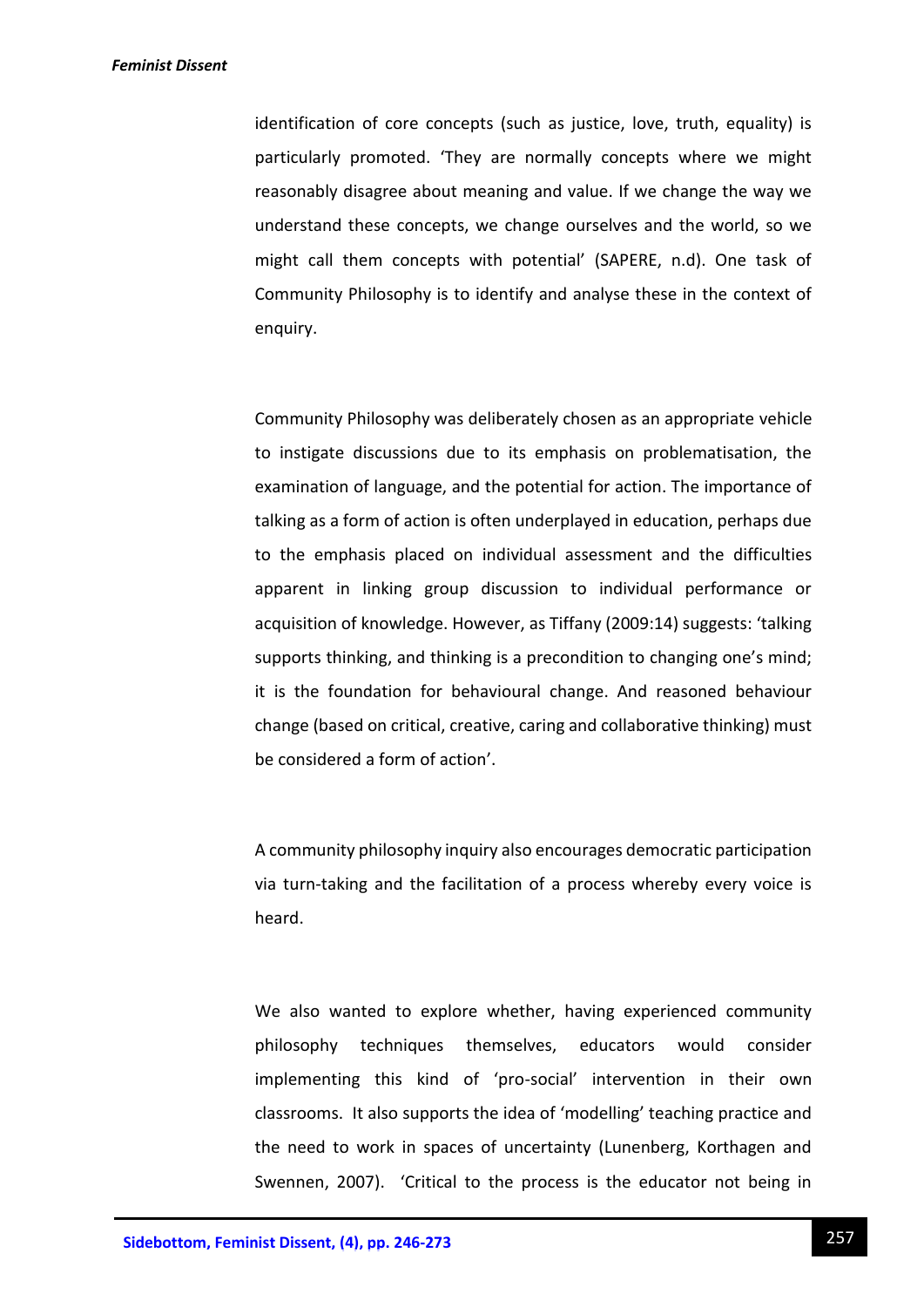identification of core concepts (such as justice, love, truth, equality) is particularly promoted. 'They are normally concepts where we might reasonably disagree about meaning and value. If we change the way we understand these concepts, we change ourselves and the world, so we might call them concepts with potential' (SAPERE, n.d). One task of Community Philosophy is to identify and analyse these in the context of enquiry.

Community Philosophy was deliberately chosen as an appropriate vehicle to instigate discussions due to its emphasis on problematisation, the examination of language, and the potential for action. The importance of talking as a form of action is often underplayed in education, perhaps due to the emphasis placed on individual assessment and the difficulties apparent in linking group discussion to individual performance or acquisition of knowledge. However, as Tiffany (2009:14) suggests: 'talking supports thinking, and thinking is a precondition to changing one's mind; it is the foundation for behavioural change. And reasoned behaviour change (based on critical, creative, caring and collaborative thinking) must be considered a form of action'.

A community philosophy inquiry also encourages democratic participation via turn-taking and the facilitation of a process whereby every voice is heard.

We also wanted to explore whether, having experienced community philosophy techniques themselves, educators would consider implementing this kind of 'pro-social' intervention in their own classrooms. It also supports the idea of 'modelling' teaching practice and the need to work in spaces of uncertainty (Lunenberg, Korthagen and Swennen, 2007). 'Critical to the process is the educator not being in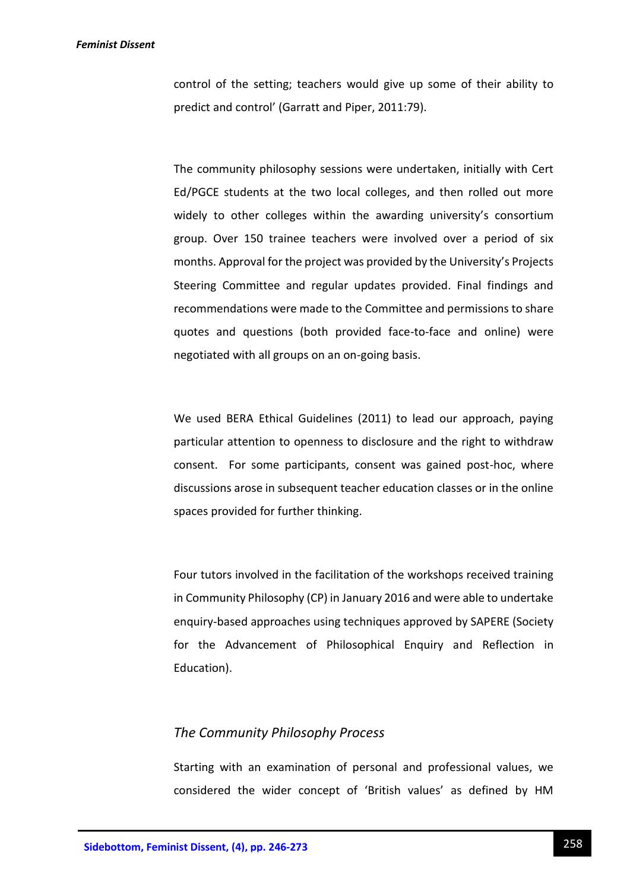control of the setting; teachers would give up some of their ability to predict and control' (Garratt and Piper, 2011:79).

The community philosophy sessions were undertaken, initially with Cert Ed/PGCE students at the two local colleges, and then rolled out more widely to other colleges within the awarding university's consortium group. Over 150 trainee teachers were involved over a period of six months. Approval for the project was provided by the University's Projects Steering Committee and regular updates provided. Final findings and recommendations were made to the Committee and permissions to share quotes and questions (both provided face-to-face and online) were negotiated with all groups on an on-going basis.

We used BERA Ethical Guidelines (2011) to lead our approach, paying particular attention to openness to disclosure and the right to withdraw consent. For some participants, consent was gained post-hoc, where discussions arose in subsequent teacher education classes or in the online spaces provided for further thinking.

Four tutors involved in the facilitation of the workshops received training in Community Philosophy (CP) in January 2016 and were able to undertake enquiry-based approaches using techniques approved by SAPERE (Society for the Advancement of Philosophical Enquiry and Reflection in Education).

### *The Community Philosophy Process*

Starting with an examination of personal and professional values, we considered the wider concept of 'British values' as defined by HM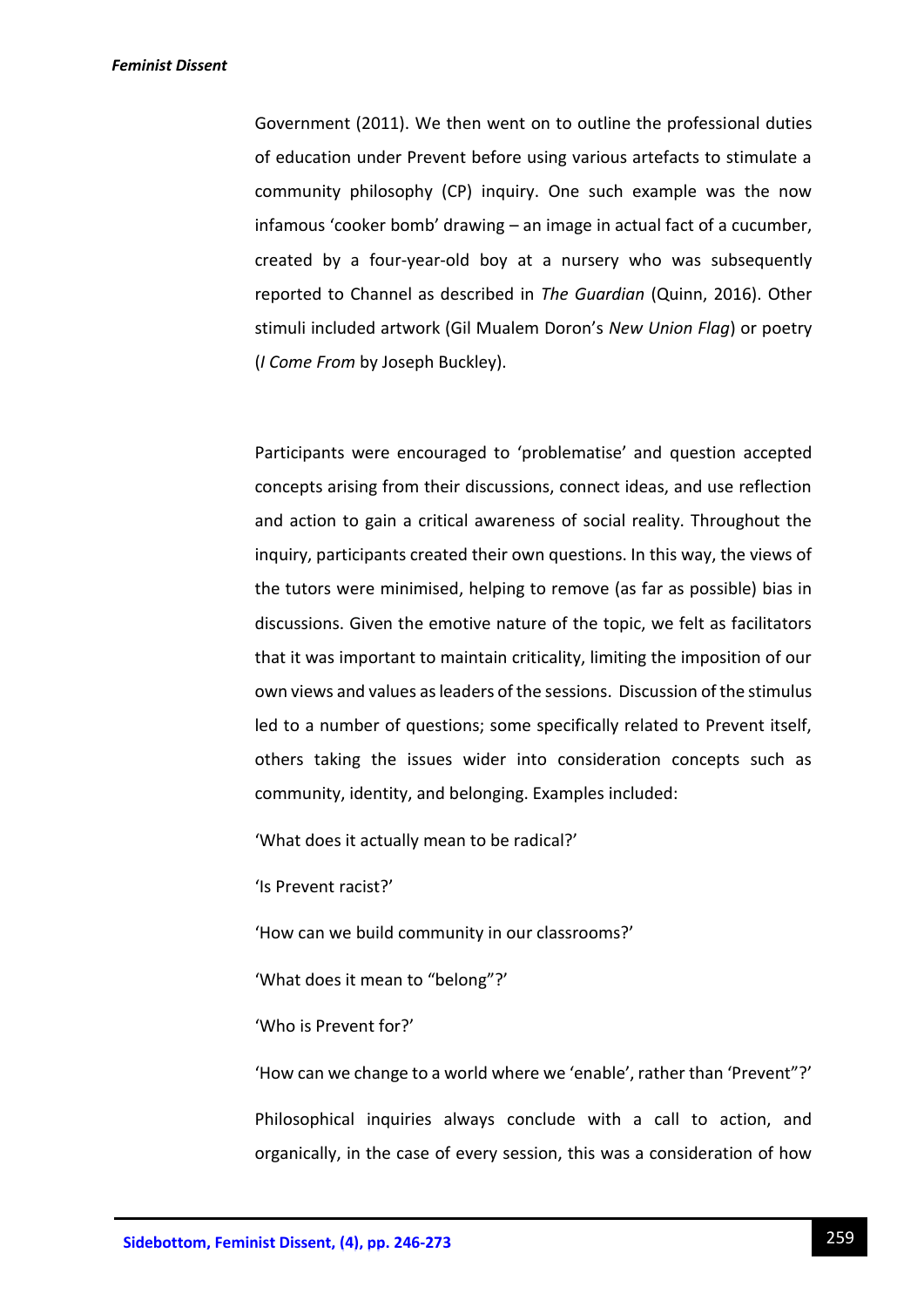Government (2011). We then went on to outline the professional duties of education under Prevent before using various artefacts to stimulate a community philosophy (CP) inquiry. One such example was the now infamous 'cooker bomb' drawing – an image in actual fact of a cucumber, created by a four-year-old boy at a nursery who was subsequently reported to Channel as described in *The Guardian* (Quinn, 2016). Other stimuli included artwork (Gil Mualem Doron's *New Union Flag*) or poetry (*I Come From* by Joseph Buckley).

Participants were encouraged to 'problematise' and question accepted concepts arising from their discussions, connect ideas, and use reflection and action to gain a critical awareness of social reality. Throughout the inquiry, participants created their own questions. In this way, the views of the tutors were minimised, helping to remove (as far as possible) bias in discussions. Given the emotive nature of the topic, we felt as facilitators that it was important to maintain criticality, limiting the imposition of our own views and values as leaders of the sessions. Discussion of the stimulus led to a number of questions; some specifically related to Prevent itself, others taking the issues wider into consideration concepts such as community, identity, and belonging. Examples included:

'What does it actually mean to be radical?'

'Is Prevent racist?'

'How can we build community in our classrooms?'

'What does it mean to "belong"?'

'Who is Prevent for?'

'How can we change to a world where we 'enable', rather than 'Prevent"?'

Philosophical inquiries always conclude with a call to action, and organically, in the case of every session, this was a consideration of how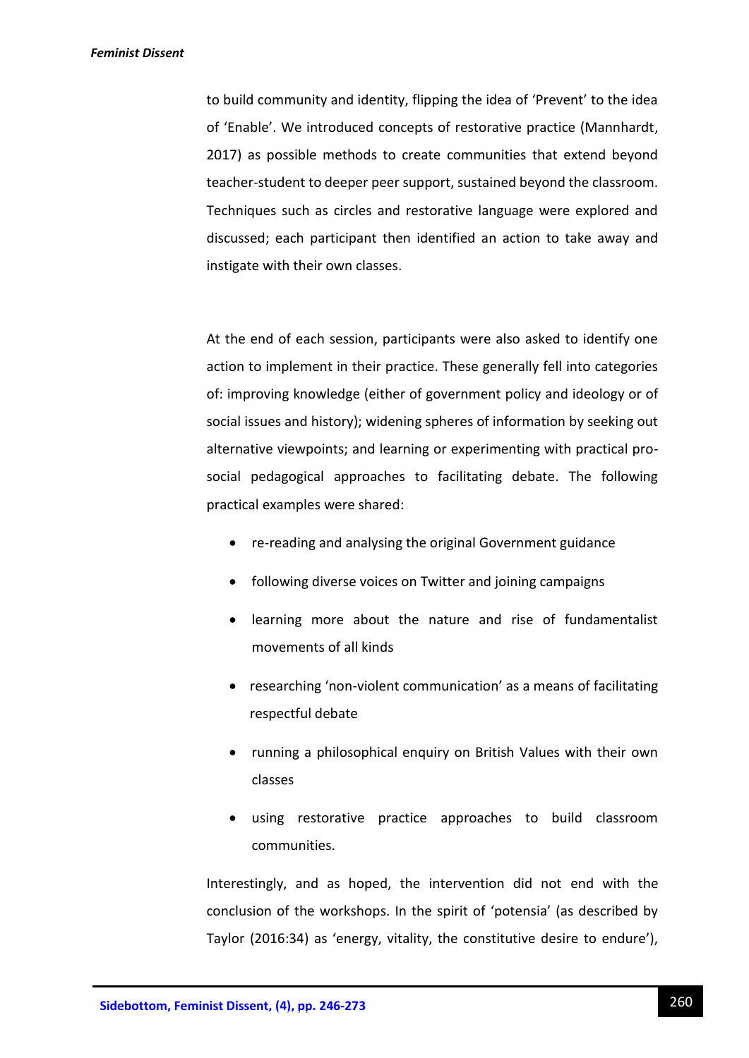to build community and identity, flipping the idea of 'Prevent' to the idea of 'Enable'. We introduced concepts of restorative practice (Mannhardt, 2017) as possible methods to create communities that extend beyond teacher-student to deeper peer support, sustained beyond the classroom. Techniques such as circles and restorative language were explored and discussed; each participant then identified an action to take away and instigate with their own classes.

At the end of each session, participants were also asked to identify one action to implement in their practice. These generally fell into categories of: improving knowledge (either of government policy and ideology or of social issues and history); widening spheres of information by seeking out alternative viewpoints; and learning or experimenting with practical pro-social pedagogical approaches to facilitating debate. The following practical examples were shared:

- re-reading and analysing the original Government guidance
- following diverse voices on Twitter and joining campaigns
- learning more about the nature and rise of fundamentalist movements of all kinds
- researching 'non-violent communication' as a means of facilitating respectful debate
- running a philosophical enquiry on British Values with their own classes
- using restorative practice approaches to build classroom communities.

Interestingly, and as hoped, the intervention did not end with the conclusion of the workshops. In the spirit of 'potensia' (as described by Taylor (2016:34) as 'energy, vitality, the constitutive desire to endure'),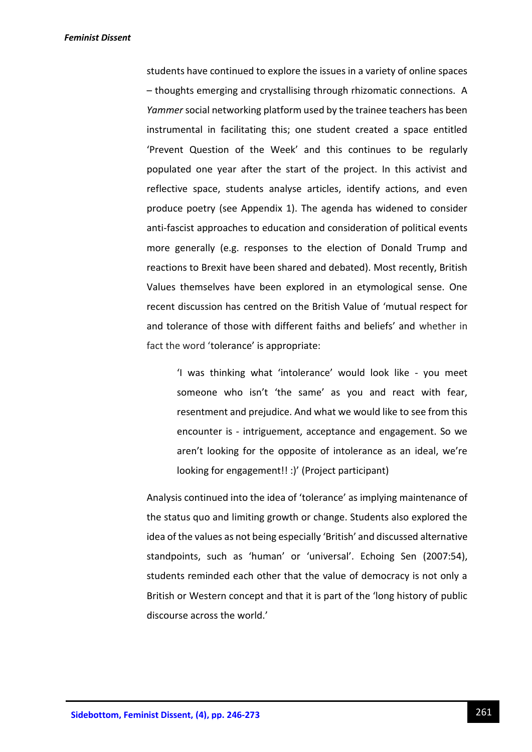students have continued to explore the issues in a variety of online spaces – thoughts emerging and crystallising through rhizomatic connections. A *Yammer* social networking platform used by the trainee teachers has been instrumental in facilitating this; one student created a space entitled 'Prevent Question of the Week' and this continues to be regularly populated one year after the start of the project. In this activist and reflective space, students analyse articles, identify actions, and even produce poetry (see Appendix 1). The agenda has widened to consider anti-fascist approaches to education and consideration of political events more generally (e.g. responses to the election of Donald Trump and reactions to Brexit have been shared and debated). Most recently, British Values themselves have been explored in an etymological sense. One recent discussion has centred on the British Value of 'mutual respect for and tolerance of those with different faiths and beliefs' and whether in fact the word 'tolerance' is appropriate:

> 'I was thinking what 'intolerance' would look like - you meet someone who isn't 'the same' as you and react with fear, resentment and prejudice. And what we would like to see from this encounter is - intriguement, acceptance and engagement. So we aren't looking for the opposite of intolerance as an ideal, we're looking for engagement!! :)' (Project participant)

Analysis continued into the idea of 'tolerance' as implying maintenance of the status quo and limiting growth or change. Students also explored the idea of the values as not being especially 'British' and discussed alternative standpoints, such as 'human' or 'universal'. Echoing Sen (2007:54), students reminded each other that the value of democracy is not only a British or Western concept and that it is part of the 'long history of public discourse across the world.'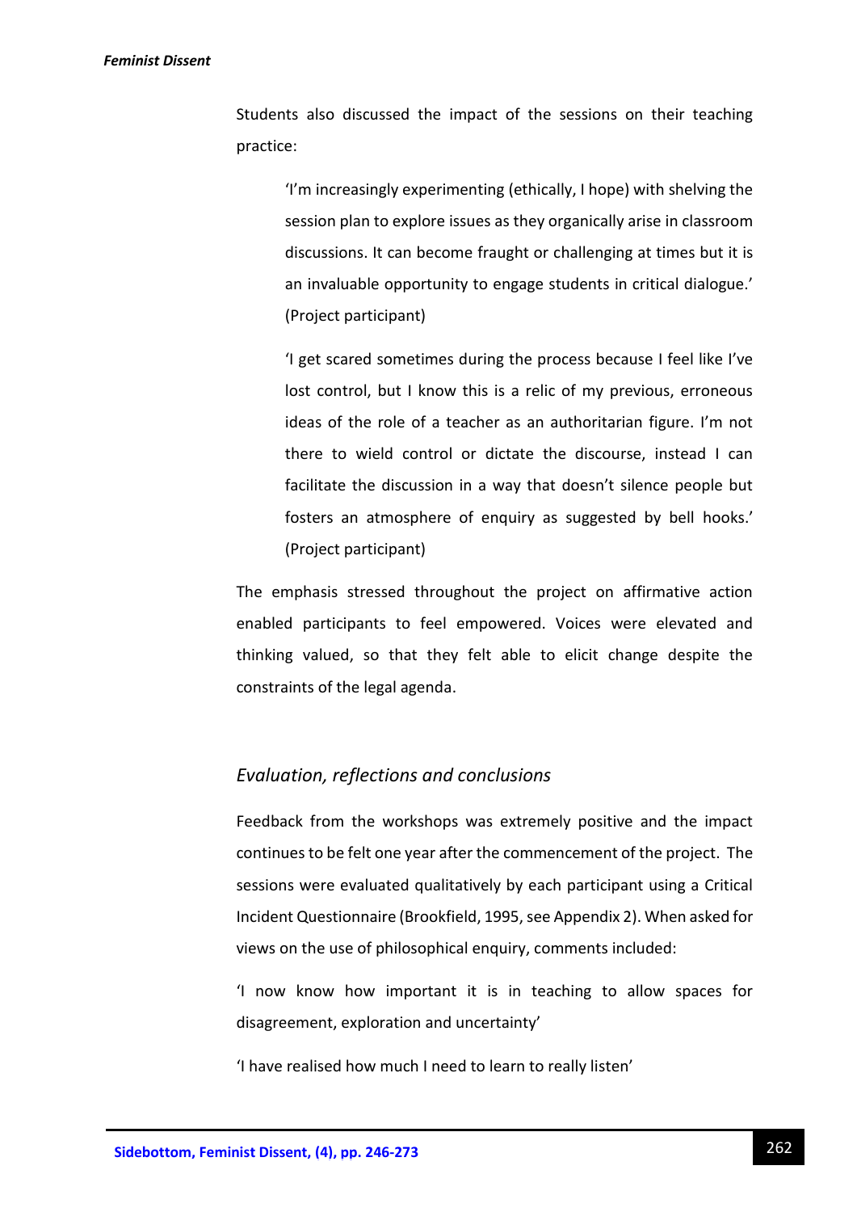Students also discussed the impact of the sessions on their teaching practice:

> 'I'm increasingly experimenting (ethically, I hope) with shelving the session plan to explore issues as they organically arise in classroom discussions. It can become fraught or challenging at times but it is an invaluable opportunity to engage students in critical dialogue.' (Project participant)

> 'I get scared sometimes during the process because I feel like I've lost control, but I know this is a relic of my previous, erroneous ideas of the role of a teacher as an authoritarian figure. I'm not there to wield control or dictate the discourse, instead I can facilitate the discussion in a way that doesn't silence people but fosters an atmosphere of enquiry as suggested by bell hooks.' (Project participant)

The emphasis stressed throughout the project on affirmative action enabled participants to feel empowered. Voices were elevated and thinking valued, so that they felt able to elicit change despite the constraints of the legal agenda.

## *Evaluation, reflections and conclusions*

Feedback from the workshops was extremely positive and the impact continues to be felt one year after the commencement of the project. The sessions were evaluated qualitatively by each participant using a Critical Incident Questionnaire (Brookfield, 1995, see Appendix 2). When asked for views on the use of philosophical enquiry, comments included:

'I now know how important it is in teaching to allow spaces for disagreement, exploration and uncertainty'

'I have realised how much I need to learn to really listen'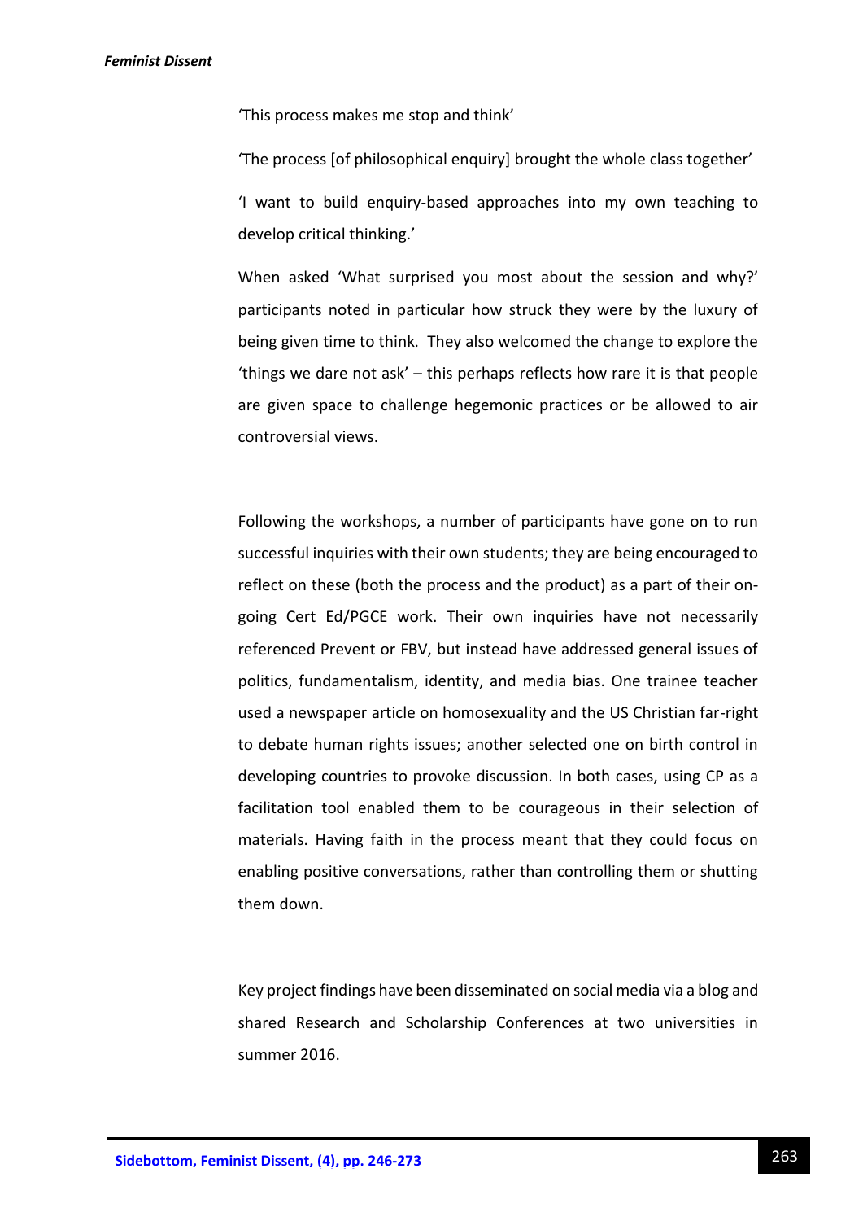'This process makes me stop and think'

'The process [of philosophical enquiry] brought the whole class together'

'I want to build enquiry-based approaches into my own teaching to develop critical thinking.'

When asked 'What surprised you most about the session and why?' participants noted in particular how struck they were by the luxury of being given time to think. They also welcomed the change to explore the 'things we dare not ask' – this perhaps reflects how rare it is that people are given space to challenge hegemonic practices or be allowed to air controversial views.

Following the workshops, a number of participants have gone on to run successful inquiries with their own students; they are being encouraged to reflect on these (both the process and the product) as a part of their on-going Cert Ed/PGCE work. Their own inquiries have not necessarily referenced Prevent or FBV, but instead have addressed general issues of politics, fundamentalism, identity, and media bias. One trainee teacher used a newspaper article on homosexuality and the US Christian far-right to debate human rights issues; another selected one on birth control in developing countries to provoke discussion. In both cases, using CP as a facilitation tool enabled them to be courageous in their selection of materials. Having faith in the process meant that they could focus on enabling positive conversations, rather than controlling them or shutting them down.

Key project findings have been disseminated on social media via a blog and shared Research and Scholarship Conferences at two universities in summer 2016.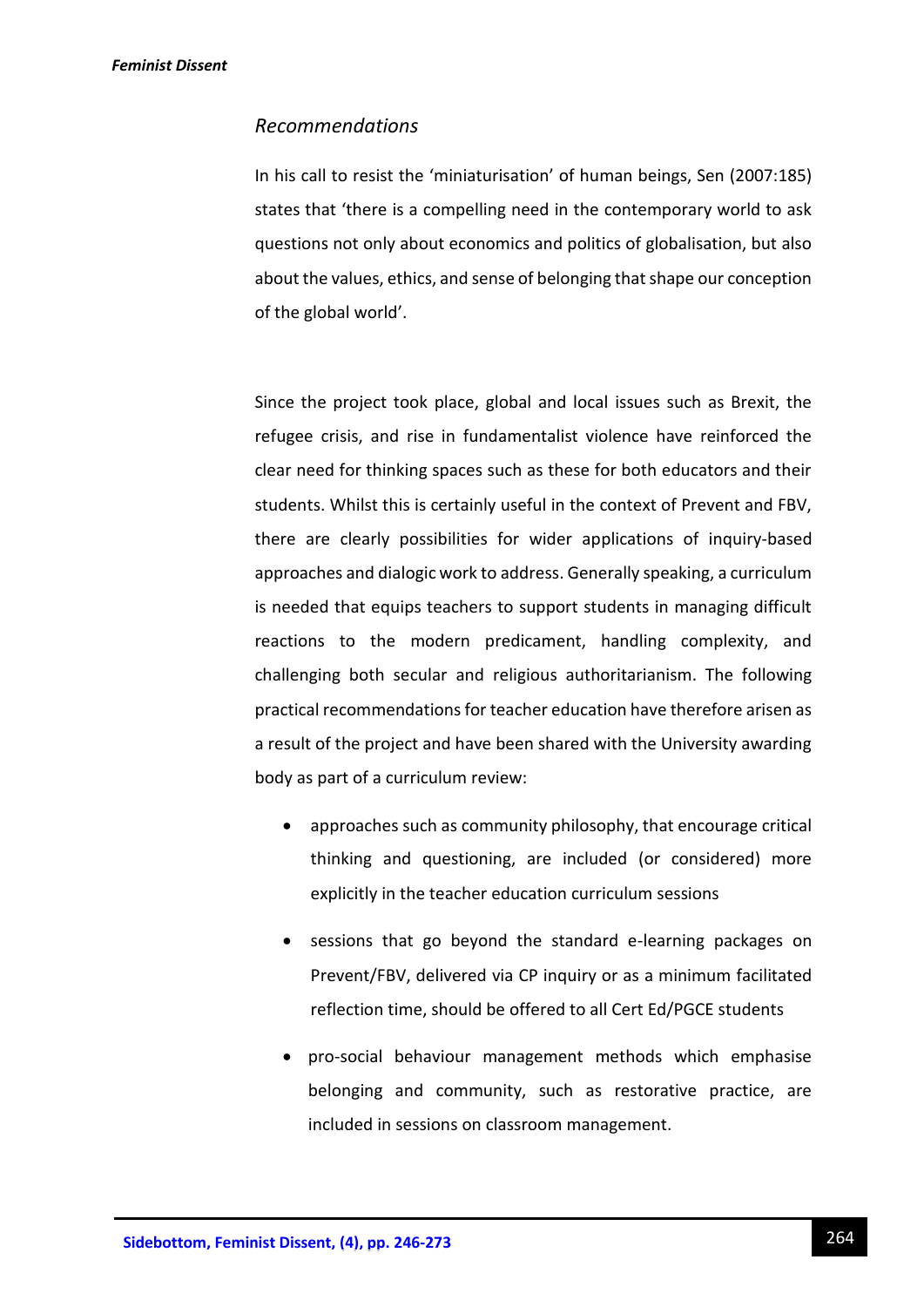### *Recommendations*

In his call to resist the 'miniaturisation' of human beings, Sen (2007:185) states that 'there is a compelling need in the contemporary world to ask questions not only about economics and politics of globalisation, but also about the values, ethics, and sense of belonging that shape our conception of the global world'.

Since the project took place, global and local issues such as Brexit, the refugee crisis, and rise in fundamentalist violence have reinforced the clear need for thinking spaces such as these for both educators and their students. Whilst this is certainly useful in the context of Prevent and FBV, there are clearly possibilities for wider applications of inquiry-based approaches and dialogic work to address. Generally speaking, a curriculum is needed that equips teachers to support students in managing difficult reactions to the modern predicament, handling complexity, and challenging both secular and religious authoritarianism. The following practical recommendations for teacher education have therefore arisen as a result of the project and have been shared with the University awarding body as part of a curriculum review:

- approaches such as community philosophy, that encourage critical thinking and questioning, are included (or considered) more explicitly in the teacher education curriculum sessions
- sessions that go beyond the standard e-learning packages on Prevent/FBV, delivered via CP inquiry or as a minimum facilitated reflection time, should be offered to all Cert Ed/PGCE students
- pro-social behaviour management methods which emphasise belonging and community, such as restorative practice, are included in sessions on classroom management.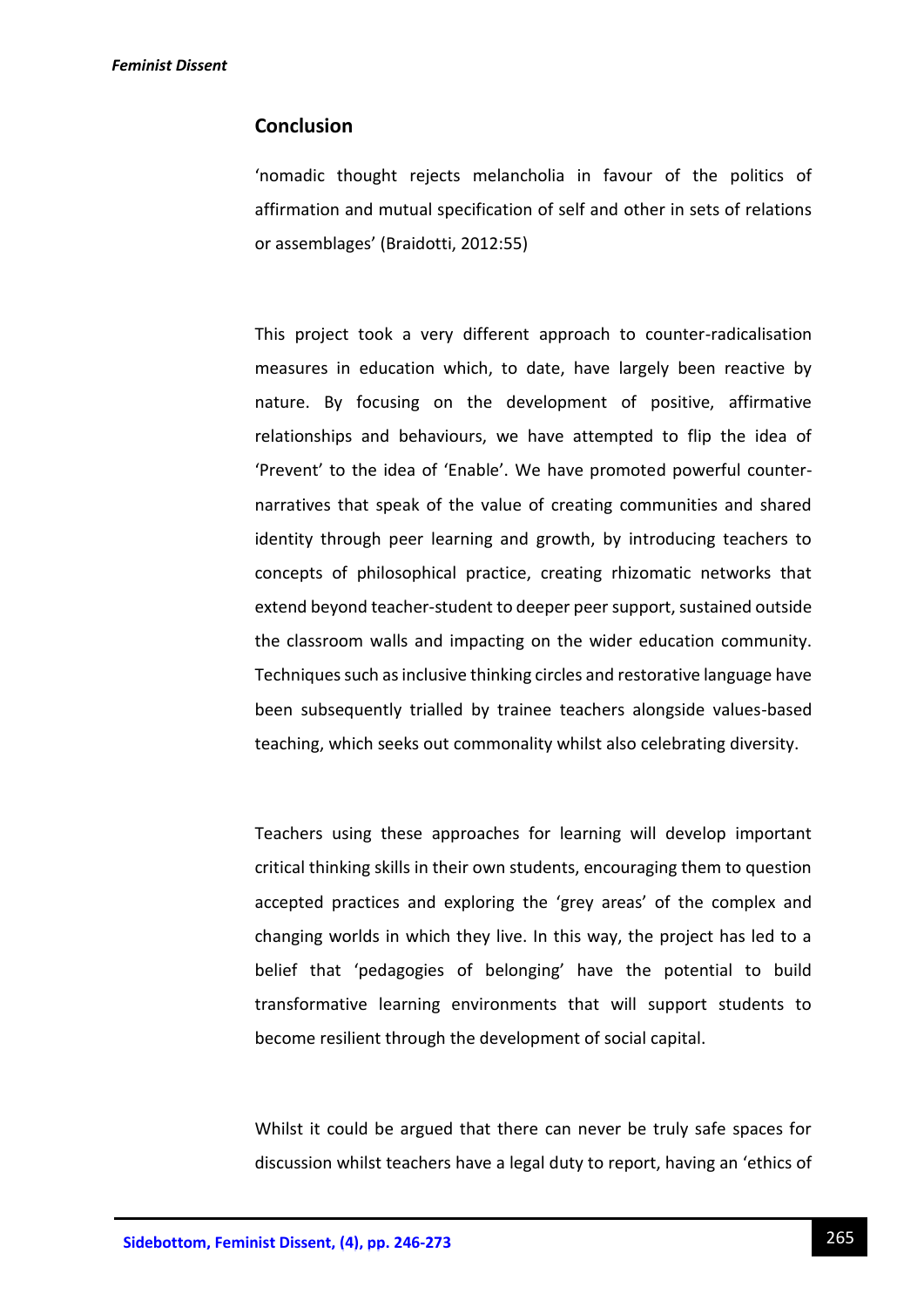## Conclusion

'nomadic thought rejects melancholia in favour of the politics of affirmation and mutual specification of self and other in sets of relations or assemblages' (Braidotti, 2012:55)

This project took a very different approach to counter-radicalisation measures in education which, to date, have largely been reactive by nature. By focusing on the development of positive, affirmative relationships and behaviours, we have attempted to flip the idea of 'Prevent' to the idea of 'Enable'. We have promoted powerful counter-narratives that speak of the value of creating communities and shared identity through peer learning and growth, by introducing teachers to concepts of philosophical practice, creating rhizomatic networks that extend beyond teacher-student to deeper peer support, sustained outside the classroom walls and impacting on the wider education community. Techniques such as inclusive thinking circles and restorative language have been subsequently trialled by trainee teachers alongside values-based teaching, which seeks out commonality whilst also celebrating diversity.

Teachers using these approaches for learning will develop important critical thinking skills in their own students, encouraging them to question accepted practices and exploring the 'grey areas' of the complex and changing worlds in which they live. In this way, the project has led to a belief that 'pedagogies of belonging' have the potential to build transformative learning environments that will support students to become resilient through the development of social capital.

Whilst it could be argued that there can never be truly safe spaces for discussion whilst teachers have a legal duty to report, having an 'ethics of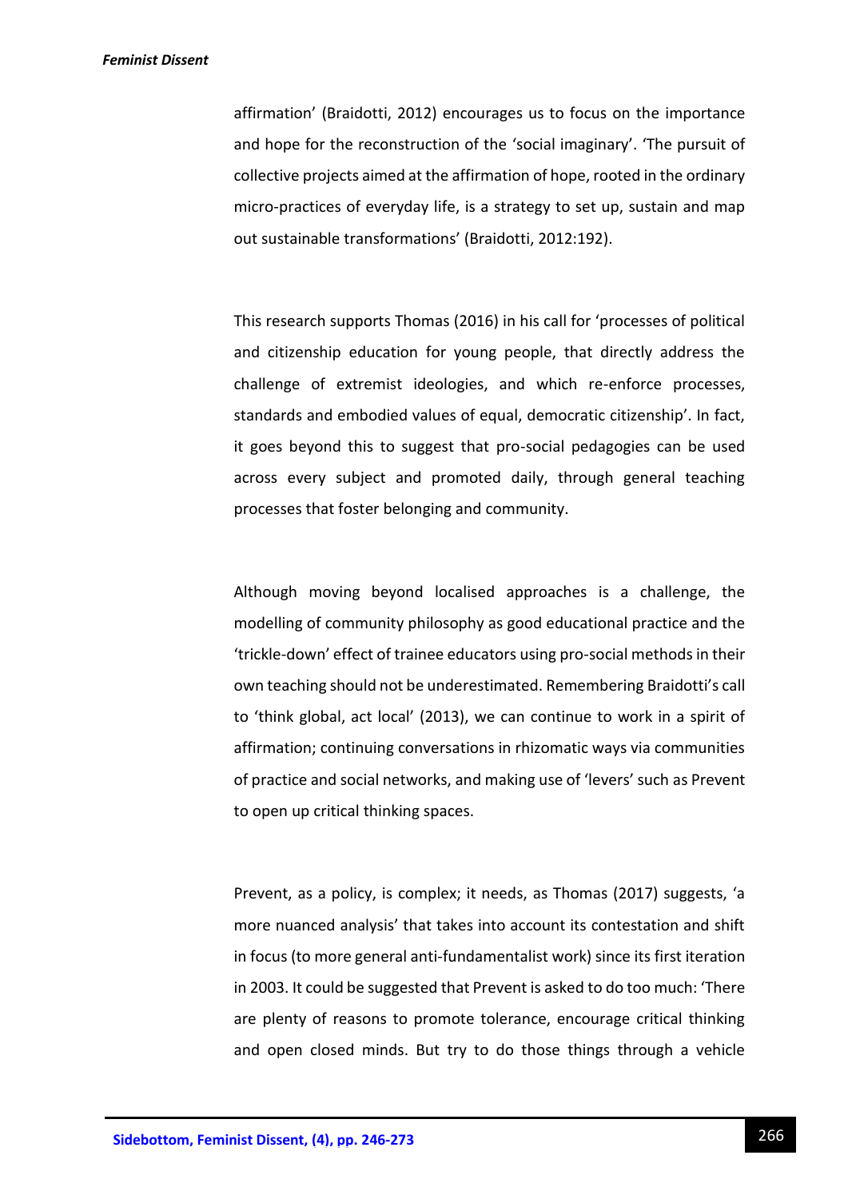affirmation' (Braidotti, 2012) encourages us to focus on the importance and hope for the reconstruction of the 'social imaginary'. 'The pursuit of collective projects aimed at the affirmation of hope, rooted in the ordinary micro-practices of everyday life, is a strategy to set up, sustain and map out sustainable transformations' (Braidotti, 2012:192).

This research supports Thomas (2016) in his call for 'processes of political and citizenship education for young people, that directly address the challenge of extremist ideologies, and which re-enforce processes, standards and embodied values of equal, democratic citizenship'. In fact, it goes beyond this to suggest that pro-social pedagogies can be used across every subject and promoted daily, through general teaching processes that foster belonging and community.

Although moving beyond localised approaches is a challenge, the modelling of community philosophy as good educational practice and the 'trickle-down' effect of trainee educators using pro-social methods in their own teaching should not be underestimated. Remembering Braidotti's call to 'think global, act local' (2013), we can continue to work in a spirit of affirmation; continuing conversations in rhizomatic ways via communities of practice and social networks, and making use of 'levers' such as Prevent to open up critical thinking spaces.

Prevent, as a policy, is complex; it needs, as Thomas (2017) suggests, 'a more nuanced analysis' that takes into account its contestation and shift in focus (to more general anti-fundamentalist work) since its first iteration in 2003. It could be suggested that Prevent is asked to do too much: 'There are plenty of reasons to promote tolerance, encourage critical thinking and open closed minds. But try to do those things through a vehicle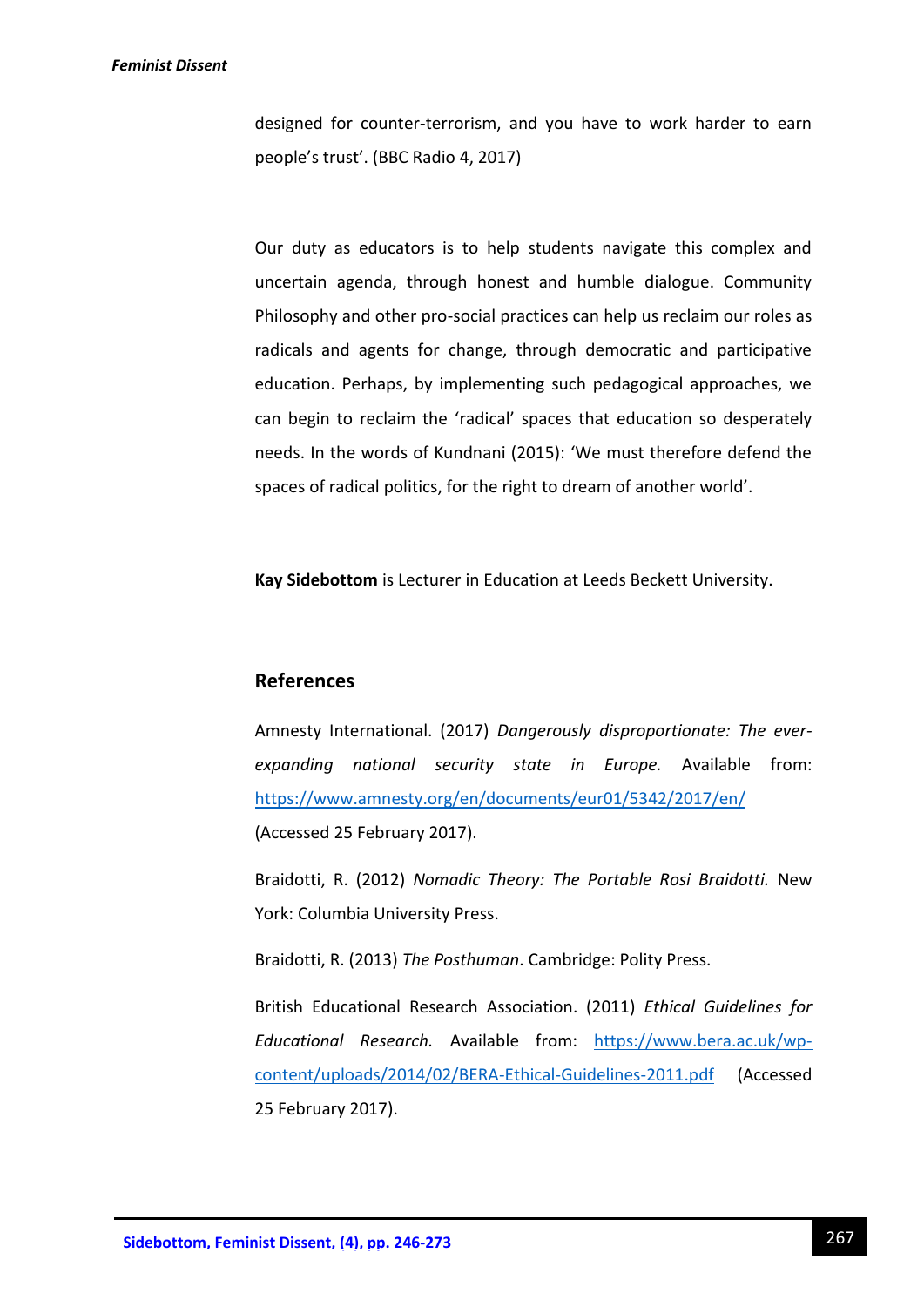designed for counter-terrorism, and you have to work harder to earn people's trust'. (BBC Radio 4, 2017)

Our duty as educators is to help students navigate this complex and uncertain agenda, through honest and humble dialogue. Community Philosophy and other pro-social practices can help us reclaim our roles as radicals and agents for change, through democratic and participative education. Perhaps, by implementing such pedagogical approaches, we can begin to reclaim the 'radical' spaces that education so desperately needs. In the words of Kundnani (2015): 'We must therefore defend the spaces of radical politics, for the right to dream of another world'.

**Kay Sidebottom** is Lecturer in Education at Leeds Beckett University.

## References

Amnesty International. (2017) *Dangerously disproportionate: The ever-expanding national security state in Europe.* Available from: https://www.amnesty.org/en/documents/eur01/5342/2017/en/ (Accessed 25 February 2017).

Braidotti, R. (2012) *Nomadic Theory: The Portable Rosi Braidotti.* New York: Columbia University Press.

Braidotti, R. (2013) *The Posthuman*. Cambridge: Polity Press.

British Educational Research Association. (2011) *Ethical Guidelines for Educational Research.* Available from: https://www.bera.ac.uk/wp-content/uploads/2014/02/BERA-Ethical-Guidelines-2011.pdf (Accessed 25 February 2017).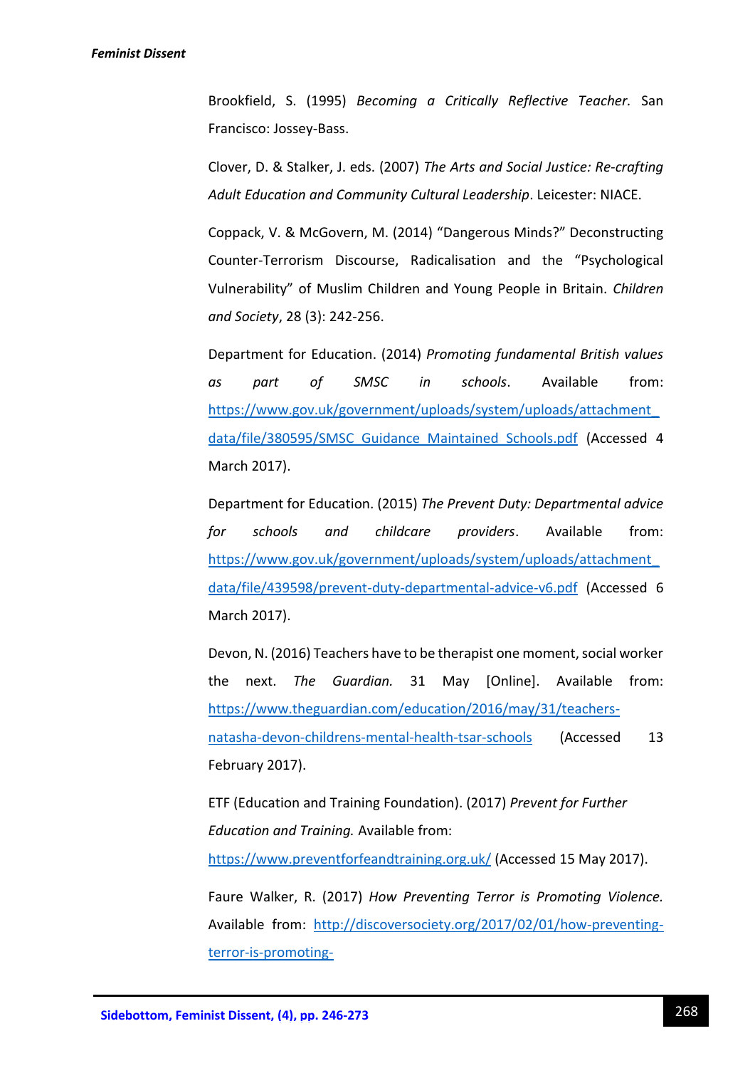Brookfield, S. (1995) *Becoming a Critically Reflective Teacher.* San Francisco: Jossey-Bass.

Clover, D. & Stalker, J. eds. (2007) *The Arts and Social Justice: Re-crafting Adult Education and Community Cultural Leadership*. Leicester: NIACE.

Coppack, V. & McGovern, M. (2014) "Dangerous Minds?" Deconstructing Counter-Terrorism Discourse, Radicalisation and the "Psychological Vulnerability" of Muslim Children and Young People in Britain. *Children and Society*, 28 (3): 242-256.

Department for Education. (2014) *Promoting fundamental British values as part of SMSC in schools*. Available from: https://www.gov.uk/government/uploads/system/uploads/attachment_data/file/380595/SMSC_Guidance_Maintained_Schools.pdf (Accessed 4 March 2017).

Department for Education. (2015) *The Prevent Duty: Departmental advice for schools and childcare providers*. Available from: https://www.gov.uk/government/uploads/system/uploads/attachment_data/file/439598/prevent-duty-departmental-advice-v6.pdf (Accessed 6 March 2017).

Devon, N. (2016) Teachers have to be therapist one moment, social worker the next. *The Guardian.* 31 May [Online]. Available from: https://www.theguardian.com/education/2016/may/31/teachers-natasha-devon-childrens-mental-health-tsar-schools (Accessed 13 February 2017).

ETF (Education and Training Foundation). (2017) *Prevent for Further Education and Training.* Available from: https://www.preventforfeandtraining.org.uk/ (Accessed 15 May 2017).

Faure Walker, R. (2017) *How Preventing Terror is Promoting Violence.* Available from: http://discoversociety.org/2017/02/01/how-preventing-terror-is-promoting-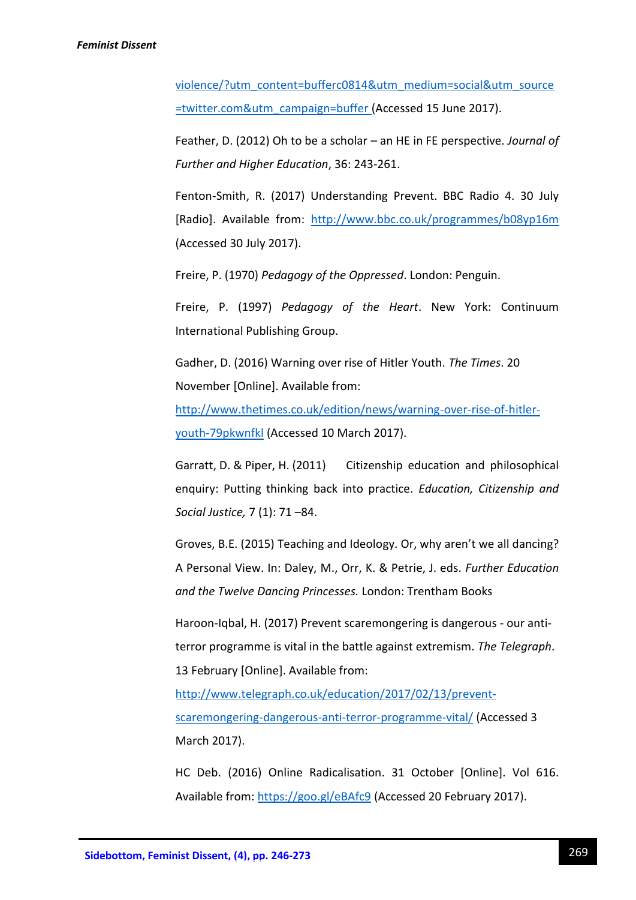violence/?utm_content=bufferc0814&utm_medium=social&utm_source=twitter.com&utm_campaign=buffer (Accessed 15 June 2017).

Feather, D. (2012) Oh to be a scholar – an HE in FE perspective. *Journal of Further and Higher Education*, 36: 243-261.

Fenton-Smith, R. (2017) Understanding Prevent. BBC Radio 4. 30 July [Radio]. Available from: http://www.bbc.co.uk/programmes/b08yp16m (Accessed 30 July 2017).

Freire, P. (1970) *Pedagogy of the Oppressed*. London: Penguin.

Freire, P. (1997) *Pedagogy of the Heart*. New York: Continuum International Publishing Group.

Gadher, D. (2016) Warning over rise of Hitler Youth. *The Times*. 20 November [Online]. Available from: http://www.thetimes.co.uk/edition/news/warning-over-rise-of-hitler-youth-79pkwnfkl (Accessed 10 March 2017).

Garratt, D. & Piper, H. (2011) Citizenship education and philosophical enquiry: Putting thinking back into practice. *Education, Citizenship and Social Justice,* 7 (1): 71 –84.

Groves, B.E. (2015) Teaching and Ideology. Or, why aren't we all dancing? A Personal View. In: Daley, M., Orr, K. & Petrie, J. eds. *Further Education and the Twelve Dancing Princesses.* London: Trentham Books

Haroon-Iqbal, H. (2017) Prevent scaremongering is dangerous - our anti-terror programme is vital in the battle against extremism. *The Telegraph*. 13 February [Online]. Available from: http://www.telegraph.co.uk/education/2017/02/13/prevent-scaremongering-dangerous-anti-terror-programme-vital/ (Accessed 3 March 2017).

HC Deb. (2016) Online Radicalisation. 31 October [Online]. Vol 616. Available from: https://goo.gl/eBAfc9 (Accessed 20 February 2017).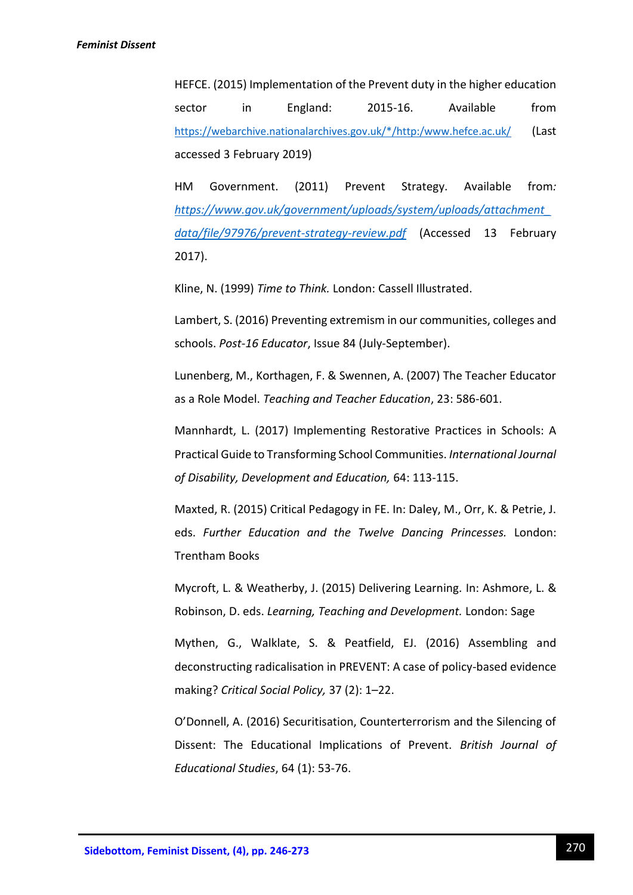HEFCE. (2015) Implementation of the Prevent duty in the higher education sector in England: 2015-16. Available from https://webarchive.nationalarchives.gov.uk/*/http:/www.hefce.ac.uk/ (Last accessed 3 February 2019)

HM Government. (2011) Prevent Strategy. Available from*:* *https://www.gov.uk/government/uploads/system/uploads/attachment_data/file/97976/prevent-strategy-review.pdf* (Accessed 13 February 2017).

Kline, N. (1999) *Time to Think.* London: Cassell Illustrated.

Lambert, S. (2016) Preventing extremism in our communities, colleges and schools. *Post-16 Educator*, Issue 84 (July-September).

Lunenberg, M., Korthagen, F. & Swennen, A. (2007) The Teacher Educator as a Role Model. *Teaching and Teacher Education*, 23: 586-601.

Mannhardt, L. (2017) Implementing Restorative Practices in Schools: A Practical Guide to Transforming School Communities. *International Journal of Disability, Development and Education,* 64: 113-115.

Maxted, R. (2015) Critical Pedagogy in FE. In: Daley, M., Orr, K. & Petrie, J. eds. *Further Education and the Twelve Dancing Princesses.* London: Trentham Books

Mycroft, L. & Weatherby, J. (2015) Delivering Learning. In: Ashmore, L. & Robinson, D. eds. *Learning, Teaching and Development.* London: Sage

Mythen, G., Walklate, S. & Peatfield, EJ. (2016) Assembling and deconstructing radicalisation in PREVENT: A case of policy-based evidence making? *Critical Social Policy,* 37 (2): 1–22.

O'Donnell, A. (2016) Securitisation, Counterterrorism and the Silencing of Dissent: The Educational Implications of Prevent. *British Journal of Educational Studies*, 64 (1): 53-76.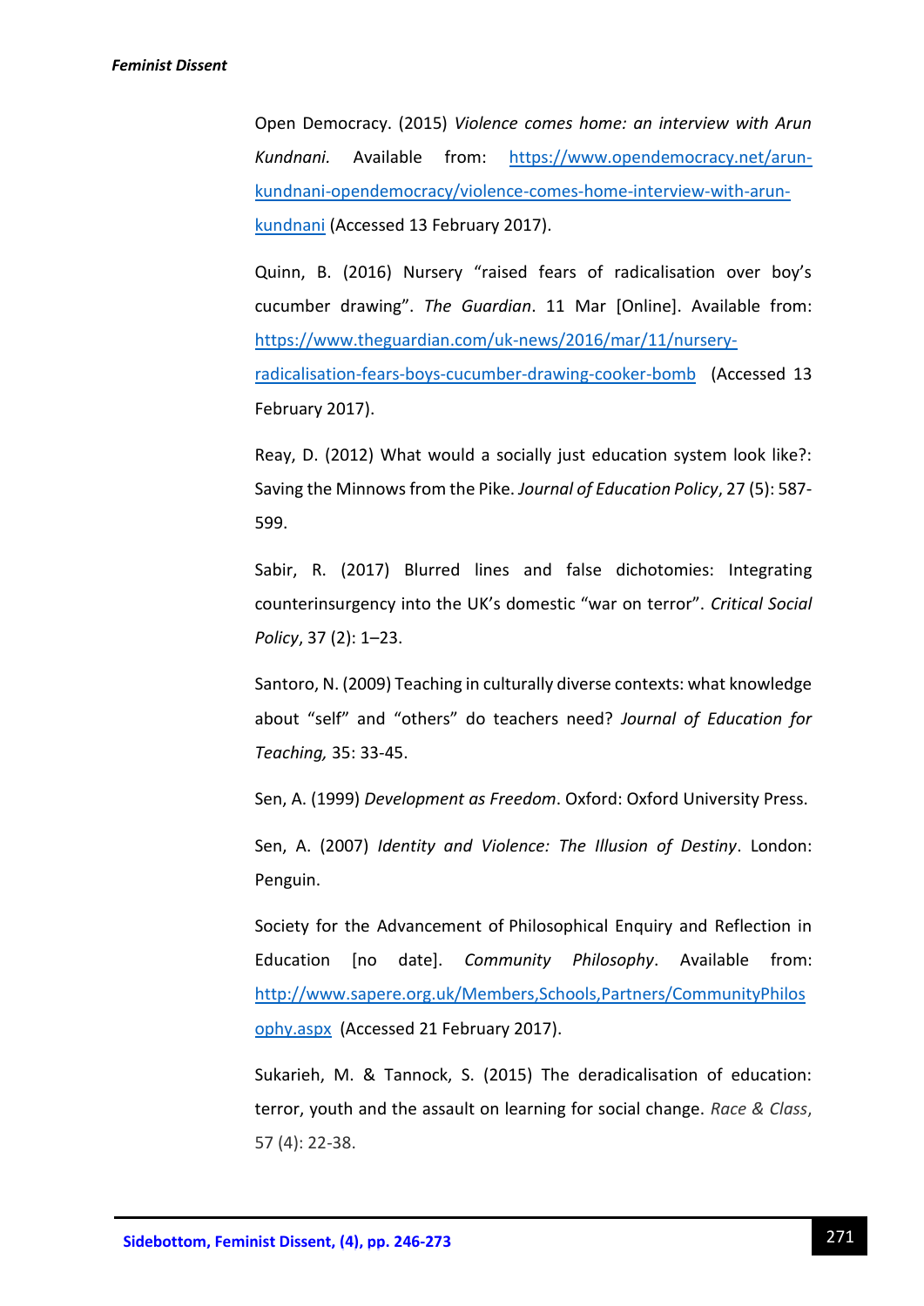Open Democracy. (2015) *Violence comes home: an interview with Arun Kundnani.* Available from: https://www.opendemocracy.net/arun-kundnani-opendemocracy/violence-comes-home-interview-with-arun-kundnani (Accessed 13 February 2017).

Quinn, B. (2016) Nursery "raised fears of radicalisation over boy's cucumber drawing". *The Guardian*. 11 Mar [Online]. Available from: https://www.theguardian.com/uk-news/2016/mar/11/nursery-radicalisation-fears-boys-cucumber-drawing-cooker-bomb (Accessed 13 February 2017).

Reay, D. (2012) What would a socially just education system look like?: Saving the Minnows from the Pike. *Journal of Education Policy*, 27 (5): 587-599.

Sabir, R. (2017) Blurred lines and false dichotomies: Integrating counterinsurgency into the UK's domestic "war on terror". *Critical Social Policy*, 37 (2): 1–23.

Santoro, N. (2009) Teaching in culturally diverse contexts: what knowledge about "self" and "others" do teachers need? *Journal of Education for Teaching,* 35: 33-45.

Sen, A. (1999) *Development as Freedom*. Oxford: Oxford University Press.

Sen, A. (2007) *Identity and Violence: The Illusion of Destiny*. London: Penguin.

Society for the Advancement of Philosophical Enquiry and Reflection in Education [no date]. *Community Philosophy*. Available from: http://www.sapere.org.uk/Members,Schools,Partners/CommunityPhilosophy.aspx (Accessed 21 February 2017).

Sukarieh, M. & Tannock, S. (2015) The deradicalisation of education: terror, youth and the assault on learning for social change. *Race & Class*, 57 (4): 22-38.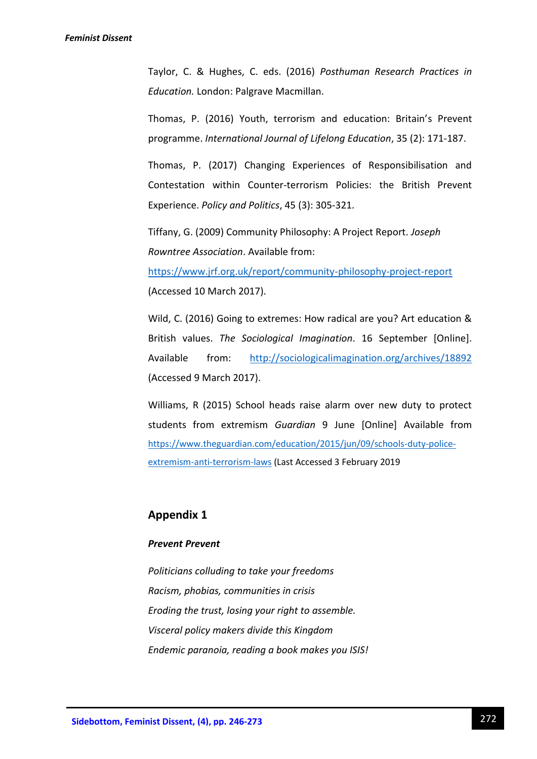Taylor, C. & Hughes, C. eds. (2016) *Posthuman Research Practices in Education.* London: Palgrave Macmillan.

Thomas, P. (2016) Youth, terrorism and education: Britain's Prevent programme. *International Journal of Lifelong Education*, 35 (2): 171-187.

Thomas, P. (2017) Changing Experiences of Responsibilisation and Contestation within Counter-terrorism Policies: the British Prevent Experience. *Policy and Politics*, 45 (3): 305-321.

Tiffany, G. (2009) Community Philosophy: A Project Report. *Joseph Rowntree Association*. Available from: https://www.jrf.org.uk/report/community-philosophy-project-report (Accessed 10 March 2017).

Wild, C. (2016) Going to extremes: How radical are you? Art education & British values. *The Sociological Imagination*. 16 September [Online]. Available from: http://sociologicalimagination.org/archives/18892 (Accessed 9 March 2017).

Williams, R (2015) School heads raise alarm over new duty to protect students from extremism *Guardian* 9 June [Online] Available from https://www.theguardian.com/education/2015/jun/09/schools-duty-police-extremism-anti-terrorism-laws (Last Accessed 3 February 2019

## Appendix 1

***Prevent Prevent***

*Politicians colluding to take your freedoms*
*Racism, phobias, communities in crisis*
*Eroding the trust, losing your right to assemble.*
*Visceral policy makers divide this Kingdom*
*Endemic paranoia, reading a book makes you ISIS!*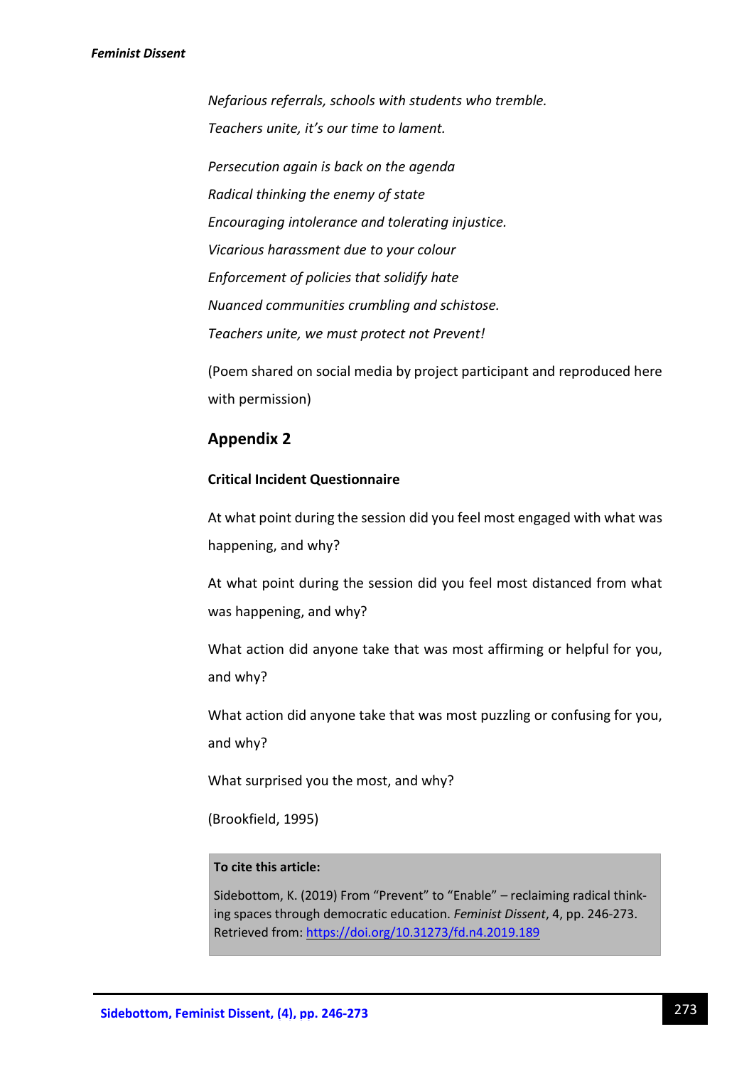*Nefarious referrals, schools with students who tremble.*
*Teachers unite, it's our time to lament.*

*Persecution again is back on the agenda*
*Radical thinking the enemy of state*
*Encouraging intolerance and tolerating injustice.*
*Vicarious harassment due to your colour*
*Enforcement of policies that solidify hate*
*Nuanced communities crumbling and schistose.*
*Teachers unite, we must protect not Prevent!*

(Poem shared on social media by project participant and reproduced here with permission)

## Appendix 2

**Critical Incident Questionnaire**

At what point during the session did you feel most engaged with what was happening, and why?

At what point during the session did you feel most distanced from what was happening, and why?

What action did anyone take that was most affirming or helpful for you, and why?

What action did anyone take that was most puzzling or confusing for you, and why?

What surprised you the most, and why?

(Brookfield, 1995)

**To cite this article:**

Sidebottom, K. (2019) From "Prevent" to "Enable" – reclaiming radical thinking spaces through democratic education. *Feminist Dissent*, 4, pp. 246-273. Retrieved from: https://doi.org/10.31273/fd.n4.2019.189